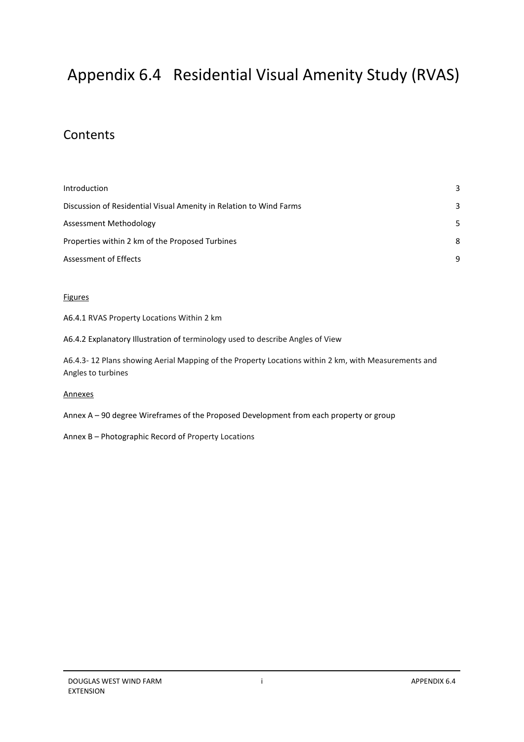# Appendix 6.4 Residential Visual Amenity Study (RVAS)

## Contents

| | |
|---|---|
| Introduction | 3 |
| Discussion of Residential Visual Amenity in Relation to Wind Farms | 3 |
| Assessment Methodology | 5 |
| Properties within 2 km of the Proposed Turbines | 8 |
| Assessment of Effects | 9 |

Figures

A6.4.1 RVAS Property Locations Within 2 km

A6.4.2 Explanatory Illustration of terminology used to describe Angles of View

A6.4.3- 12 Plans showing Aerial Mapping of the Property Locations within 2 km, with Measurements and Angles to turbines

Annexes

Annex A – 90 degree Wireframes of the Proposed Development from each property or group

Annex B – Photographic Record of Property Locations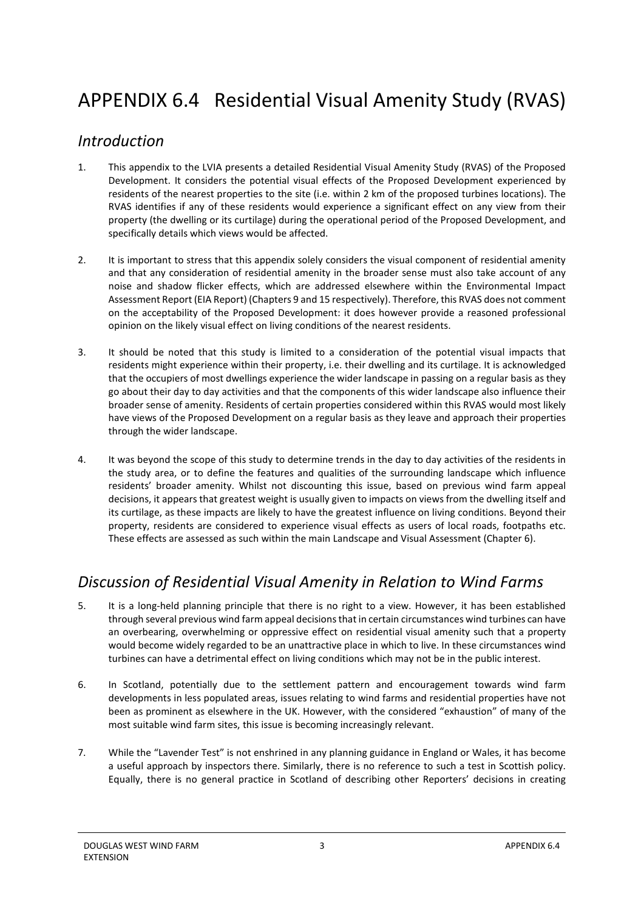# APPENDIX 6.4 Residential Visual Amenity Study (RVAS)

## *Introduction*

1. This appendix to the LVIA presents a detailed Residential Visual Amenity Study (RVAS) of the Proposed Development. It considers the potential visual effects of the Proposed Development experienced by residents of the nearest properties to the site (i.e. within 2 km of the proposed turbines locations). The RVAS identifies if any of these residents would experience a significant effect on any view from their property (the dwelling or its curtilage) during the operational period of the Proposed Development, and specifically details which views would be affected.

2. It is important to stress that this appendix solely considers the visual component of residential amenity and that any consideration of residential amenity in the broader sense must also take account of any noise and shadow flicker effects, which are addressed elsewhere within the Environmental Impact Assessment Report (EIA Report) (Chapters 9 and 15 respectively). Therefore, this RVAS does not comment on the acceptability of the Proposed Development: it does however provide a reasoned professional opinion on the likely visual effect on living conditions of the nearest residents.

3. It should be noted that this study is limited to a consideration of the potential visual impacts that residents might experience within their property, i.e. their dwelling and its curtilage. It is acknowledged that the occupiers of most dwellings experience the wider landscape in passing on a regular basis as they go about their day to day activities and that the components of this wider landscape also influence their broader sense of amenity. Residents of certain properties considered within this RVAS would most likely have views of the Proposed Development on a regular basis as they leave and approach their properties through the wider landscape.

4. It was beyond the scope of this study to determine trends in the day to day activities of the residents in the study area, or to define the features and qualities of the surrounding landscape which influence residents' broader amenity. Whilst not discounting this issue, based on previous wind farm appeal decisions, it appears that greatest weight is usually given to impacts on views from the dwelling itself and its curtilage, as these impacts are likely to have the greatest influence on living conditions. Beyond their property, residents are considered to experience visual effects as users of local roads, footpaths etc. These effects are assessed as such within the main Landscape and Visual Assessment (Chapter 6).

## *Discussion of Residential Visual Amenity in Relation to Wind Farms*

5. It is a long-held planning principle that there is no right to a view. However, it has been established through several previous wind farm appeal decisions that in certain circumstances wind turbines can have an overbearing, overwhelming or oppressive effect on residential visual amenity such that a property would become widely regarded to be an unattractive place in which to live. In these circumstances wind turbines can have a detrimental effect on living conditions which may not be in the public interest.

6. In Scotland, potentially due to the settlement pattern and encouragement towards wind farm developments in less populated areas, issues relating to wind farms and residential properties have not been as prominent as elsewhere in the UK. However, with the considered "exhaustion" of many of the most suitable wind farm sites, this issue is becoming increasingly relevant.

7. While the "Lavender Test" is not enshrined in any planning guidance in England or Wales, it has become a useful approach by inspectors there. Similarly, there is no reference to such a test in Scottish policy. Equally, there is no general practice in Scotland of describing other Reporters' decisions in creating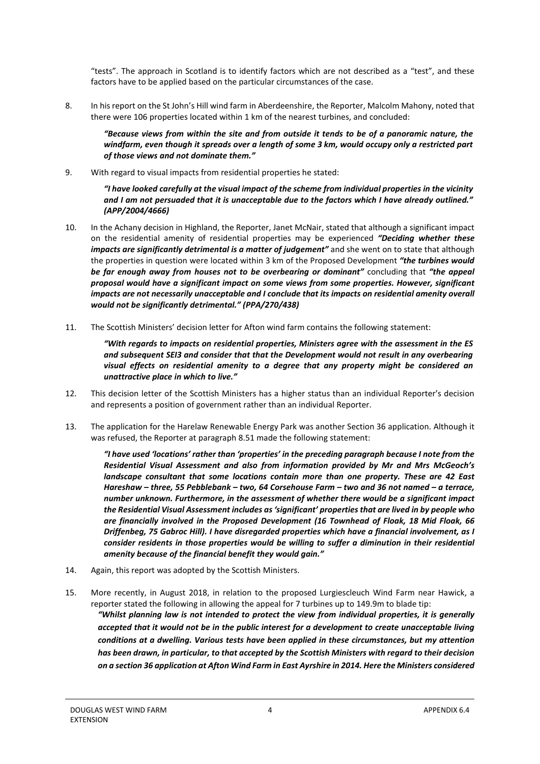"tests". The approach in Scotland is to identify factors which are not described as a "test", and these factors have to be applied based on the particular circumstances of the case.

8. In his report on the St John's Hill wind farm in Aberdeenshire, the Reporter, Malcolm Mahony, noted that there were 106 properties located within 1 km of the nearest turbines, and concluded:

   ***"Because views from within the site and from outside it tends to be of a panoramic nature, the windfarm, even though it spreads over a length of some 3 km, would occupy only a restricted part of those views and not dominate them."***

9. With regard to visual impacts from residential properties he stated:

   ***"I have looked carefully at the visual impact of the scheme from individual properties in the vicinity and I am not persuaded that it is unacceptable due to the factors which I have already outlined." (APP/2004/4666)***

10. In the Achany decision in Highland, the Reporter, Janet McNair, stated that although a significant impact on the residential amenity of residential properties may be experienced ***"Deciding whether these impacts are significantly detrimental is a matter of judgement"*** and she went on to state that although the properties in question were located within 3 km of the Proposed Development ***"the turbines would be far enough away from houses not to be overbearing or dominant"*** concluding that ***"the appeal proposal would have a significant impact on some views from some properties. However, significant impacts are not necessarily unacceptable and I conclude that its impacts on residential amenity overall would not be significantly detrimental." (PPA/270/438)***

11. The Scottish Ministers' decision letter for Afton wind farm contains the following statement:

    ***"With regards to impacts on residential properties, Ministers agree with the assessment in the ES and subsequent SEI3 and consider that that the Development would not result in any overbearing visual effects on residential amenity to a degree that any property might be considered an unattractive place in which to live."***

12. This decision letter of the Scottish Ministers has a higher status than an individual Reporter's decision and represents a position of government rather than an individual Reporter.

13. The application for the Harelaw Renewable Energy Park was another Section 36 application. Although it was refused, the Reporter at paragraph 8.51 made the following statement:

    ***"I have used 'locations' rather than 'properties' in the preceding paragraph because I note from the Residential Visual Assessment and also from information provided by Mr and Mrs McGeoch's landscape consultant that some locations contain more than one property. These are 42 East Hareshaw – three, 55 Pebblebank – two, 64 Corsehouse Farm – two and 36 not named – a terrace, number unknown. Furthermore, in the assessment of whether there would be a significant impact the Residential Visual Assessment includes as 'significant' properties that are lived in by people who are financially involved in the Proposed Development (16 Townhead of Floak, 18 Mid Floak, 66 Driffenbeg, 75 Gabroc Hill). I have disregarded properties which have a financial involvement, as I consider residents in those properties would be willing to suffer a diminution in their residential amenity because of the financial benefit they would gain."***

14. Again, this report was adopted by the Scottish Ministers.

15. More recently, in August 2018, in relation to the proposed Lurgiescleuch Wind Farm near Hawick, a reporter stated the following in allowing the appeal for 7 turbines up to 149.9m to blade tip:
    ***"Whilst planning law is not intended to protect the view from individual properties, it is generally accepted that it would not be in the public interest for a development to create unacceptable living conditions at a dwelling. Various tests have been applied in these circumstances, but my attention has been drawn, in particular, to that accepted by the Scottish Ministers with regard to their decision on a section 36 application at Afton Wind Farm in East Ayrshire in 2014. Here the Ministers considered***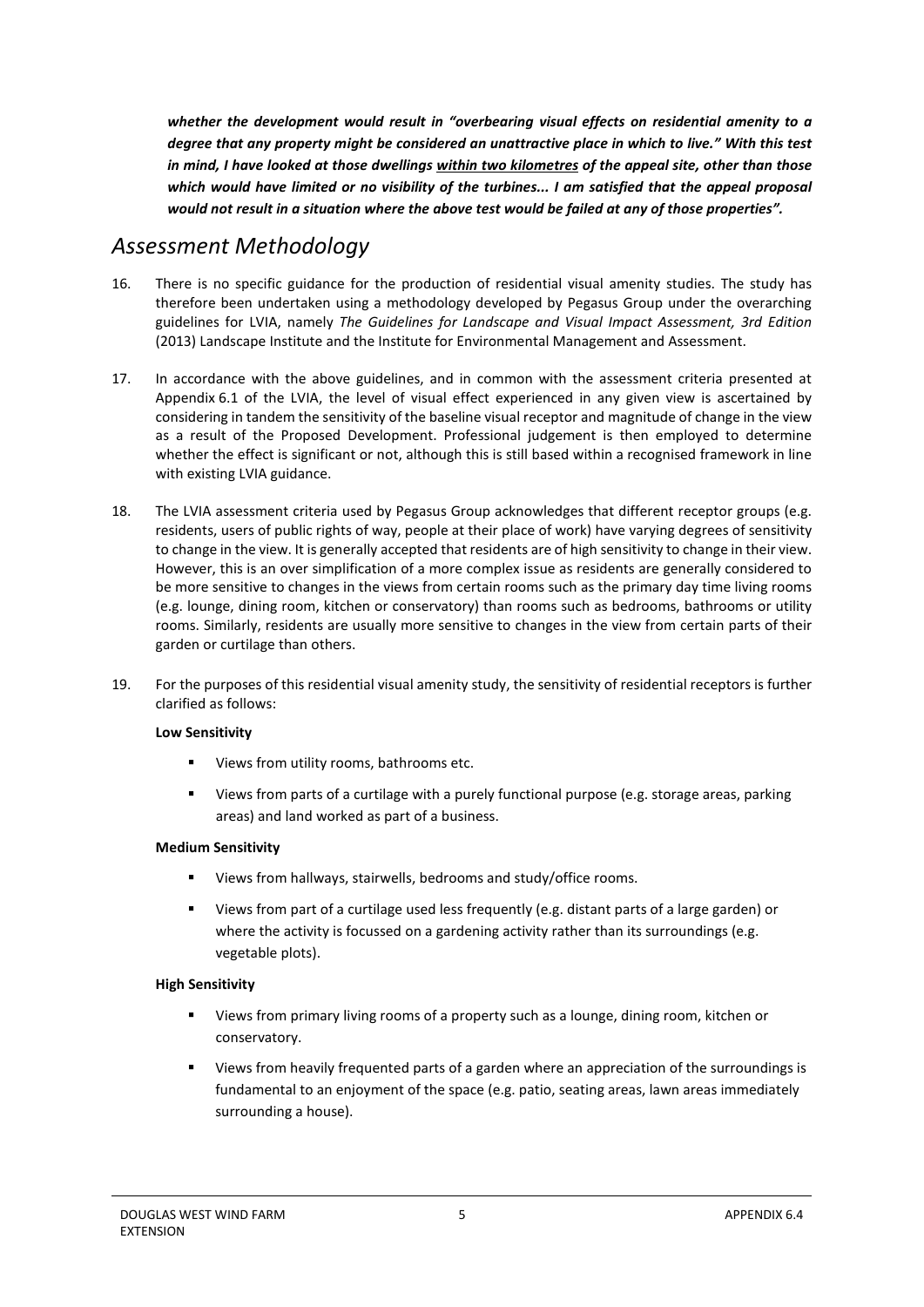***whether the development would result in "overbearing visual effects on residential amenity to a degree that any property might be considered an unattractive place in which to live." With this test in mind, I have looked at those dwellings <u>within two kilometres</u> of the appeal site, other than those which would have limited or no visibility of the turbines... I am satisfied that the appeal proposal would not result in a situation where the above test would be failed at any of those properties".***

## *Assessment Methodology*

16. There is no specific guidance for the production of residential visual amenity studies. The study has therefore been undertaken using a methodology developed by Pegasus Group under the overarching guidelines for LVIA, namely *The Guidelines for Landscape and Visual Impact Assessment, 3rd Edition* (2013) Landscape Institute and the Institute for Environmental Management and Assessment.

17. In accordance with the above guidelines, and in common with the assessment criteria presented at Appendix 6.1 of the LVIA, the level of visual effect experienced in any given view is ascertained by considering in tandem the sensitivity of the baseline visual receptor and magnitude of change in the view as a result of the Proposed Development. Professional judgement is then employed to determine whether the effect is significant or not, although this is still based within a recognised framework in line with existing LVIA guidance.

18. The LVIA assessment criteria used by Pegasus Group acknowledges that different receptor groups (e.g. residents, users of public rights of way, people at their place of work) have varying degrees of sensitivity to change in the view. It is generally accepted that residents are of high sensitivity to change in their view. However, this is an over simplification of a more complex issue as residents are generally considered to be more sensitive to changes in the views from certain rooms such as the primary day time living rooms (e.g. lounge, dining room, kitchen or conservatory) than rooms such as bedrooms, bathrooms or utility rooms. Similarly, residents are usually more sensitive to changes in the view from certain parts of their garden or curtilage than others.

19. For the purposes of this residential visual amenity study, the sensitivity of residential receptors is further clarified as follows:

**Low Sensitivity**

- Views from utility rooms, bathrooms etc.
- Views from parts of a curtilage with a purely functional purpose (e.g. storage areas, parking areas) and land worked as part of a business.

**Medium Sensitivity**

- Views from hallways, stairwells, bedrooms and study/office rooms.
- Views from part of a curtilage used less frequently (e.g. distant parts of a large garden) or where the activity is focussed on a gardening activity rather than its surroundings (e.g. vegetable plots).

**High Sensitivity**

- Views from primary living rooms of a property such as a lounge, dining room, kitchen or conservatory.
- Views from heavily frequented parts of a garden where an appreciation of the surroundings is fundamental to an enjoyment of the space (e.g. patio, seating areas, lawn areas immediately surrounding a house).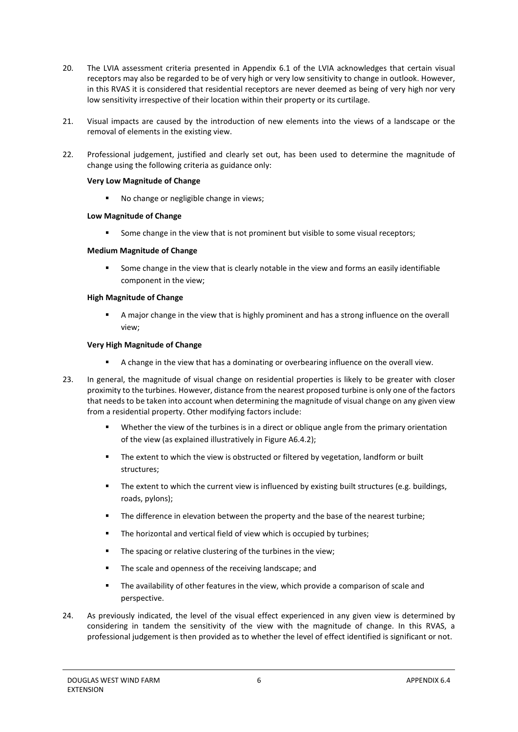20. The LVIA assessment criteria presented in Appendix 6.1 of the LVIA acknowledges that certain visual receptors may also be regarded to be of very high or very low sensitivity to change in outlook. However, in this RVAS it is considered that residential receptors are never deemed as being of very high nor very low sensitivity irrespective of their location within their property or its curtilage.

21. Visual impacts are caused by the introduction of new elements into the views of a landscape or the removal of elements in the existing view.

22. Professional judgement, justified and clearly set out, has been used to determine the magnitude of change using the following criteria as guidance only:

    **Very Low Magnitude of Change**

    - No change or negligible change in views;

    **Low Magnitude of Change**

    - Some change in the view that is not prominent but visible to some visual receptors;

    **Medium Magnitude of Change**

    - Some change in the view that is clearly notable in the view and forms an easily identifiable component in the view;

    **High Magnitude of Change**

    - A major change in the view that is highly prominent and has a strong influence on the overall view;

    **Very High Magnitude of Change**

    - A change in the view that has a dominating or overbearing influence on the overall view.

23. In general, the magnitude of visual change on residential properties is likely to be greater with closer proximity to the turbines. However, distance from the nearest proposed turbine is only one of the factors that needs to be taken into account when determining the magnitude of visual change on any given view from a residential property. Other modifying factors include:

    - Whether the view of the turbines is in a direct or oblique angle from the primary orientation of the view (as explained illustratively in Figure A6.4.2);
    - The extent to which the view is obstructed or filtered by vegetation, landform or built structures;
    - The extent to which the current view is influenced by existing built structures (e.g. buildings, roads, pylons);
    - The difference in elevation between the property and the base of the nearest turbine;
    - The horizontal and vertical field of view which is occupied by turbines;
    - The spacing or relative clustering of the turbines in the view;
    - The scale and openness of the receiving landscape; and
    - The availability of other features in the view, which provide a comparison of scale and perspective.

24. As previously indicated, the level of the visual effect experienced in any given view is determined by considering in tandem the sensitivity of the view with the magnitude of change. In this RVAS, a professional judgement is then provided as to whether the level of effect identified is significant or not.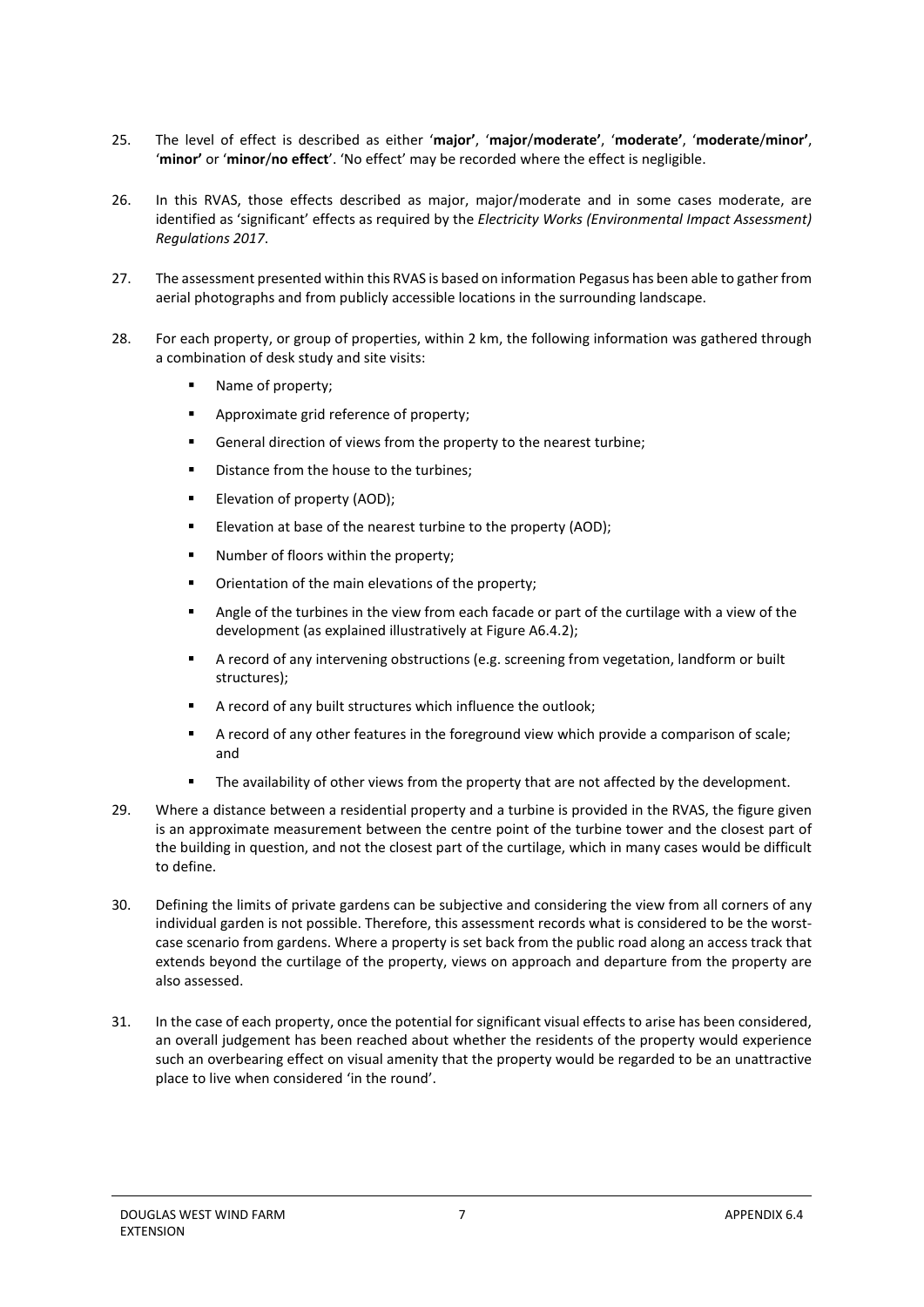25. The level of effect is described as either '**major**', '**major/moderate**', '**moderate**', '**moderate/minor**', '**minor**' or '**minor/no effect**'. 'No effect' may be recorded where the effect is negligible.

26. In this RVAS, those effects described as major, major/moderate and in some cases moderate, are identified as 'significant' effects as required by the *Electricity Works (Environmental Impact Assessment) Regulations 2017*.

27. The assessment presented within this RVAS is based on information Pegasus has been able to gather from aerial photographs and from publicly accessible locations in the surrounding landscape.

28. For each property, or group of properties, within 2 km, the following information was gathered through a combination of desk study and site visits:

    - Name of property;
    - Approximate grid reference of property;
    - General direction of views from the property to the nearest turbine;
    - Distance from the house to the turbines;
    - Elevation of property (AOD);
    - Elevation at base of the nearest turbine to the property (AOD);
    - Number of floors within the property;
    - Orientation of the main elevations of the property;
    - Angle of the turbines in the view from each facade or part of the curtilage with a view of the development (as explained illustratively at Figure A6.4.2);
    - A record of any intervening obstructions (e.g. screening from vegetation, landform or built structures);
    - A record of any built structures which influence the outlook;
    - A record of any other features in the foreground view which provide a comparison of scale; and
    - The availability of other views from the property that are not affected by the development.

29. Where a distance between a residential property and a turbine is provided in the RVAS, the figure given is an approximate measurement between the centre point of the turbine tower and the closest part of the building in question, and not the closest part of the curtilage, which in many cases would be difficult to define.

30. Defining the limits of private gardens can be subjective and considering the view from all corners of any individual garden is not possible. Therefore, this assessment records what is considered to be the worst-case scenario from gardens. Where a property is set back from the public road along an access track that extends beyond the curtilage of the property, views on approach and departure from the property are also assessed.

31. In the case of each property, once the potential for significant visual effects to arise has been considered, an overall judgement has been reached about whether the residents of the property would experience such an overbearing effect on visual amenity that the property would be regarded to be an unattractive place to live when considered 'in the round'.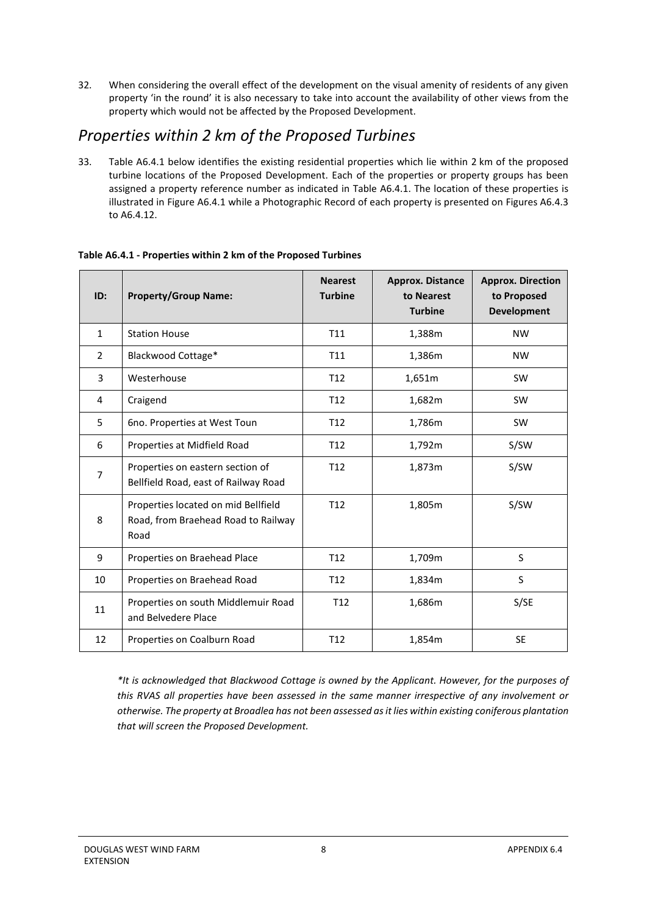32. When considering the overall effect of the development on the visual amenity of residents of any given property 'in the round' it is also necessary to take into account the availability of other views from the property which would not be affected by the Proposed Development.

## *Properties within 2 km of the Proposed Turbines*

33. Table A6.4.1 below identifies the existing residential properties which lie within 2 km of the proposed turbine locations of the Proposed Development. Each of the properties or property groups has been assigned a property reference number as indicated in Table A6.4.1. The location of these properties is illustrated in Figure A6.4.1 while a Photographic Record of each property is presented on Figures A6.4.3 to A6.4.12.

**Table A6.4.1 - Properties within 2 km of the Proposed Turbines**

| ID: | Property/Group Name: | Nearest Turbine | Approx. Distance to Nearest Turbine | Approx. Direction to Proposed Development |
|---|---|---|---|---|
| 1 | Station House | T11 | 1,388m | NW |
| 2 | Blackwood Cottage* | T11 | 1,386m | NW |
| 3 | Westerhouse | T12 | 1,651m | SW |
| 4 | Craigend | T12 | 1,682m | SW |
| 5 | 6no. Properties at West Toun | T12 | 1,786m | SW |
| 6 | Properties at Midfield Road | T12 | 1,792m | S/SW |
| 7 | Properties on eastern section of Bellfield Road, east of Railway Road | T12 | 1,873m | S/SW |
| 8 | Properties located on mid Bellfield Road, from Braehead Road to Railway Road | T12 | 1,805m | S/SW |
| 9 | Properties on Braehead Place | T12 | 1,709m | S |
| 10 | Properties on Braehead Road | T12 | 1,834m | S |
| 11 | Properties on south Middlemuir Road and Belvedere Place | T12 | 1,686m | S/SE |
| 12 | Properties on Coalburn Road | T12 | 1,854m | SE |

*\*It is acknowledged that Blackwood Cottage is owned by the Applicant. However, for the purposes of this RVAS all properties have been assessed in the same manner irrespective of any involvement or otherwise. The property at Broadlea has not been assessed as it lies within existing coniferous plantation that will screen the Proposed Development.*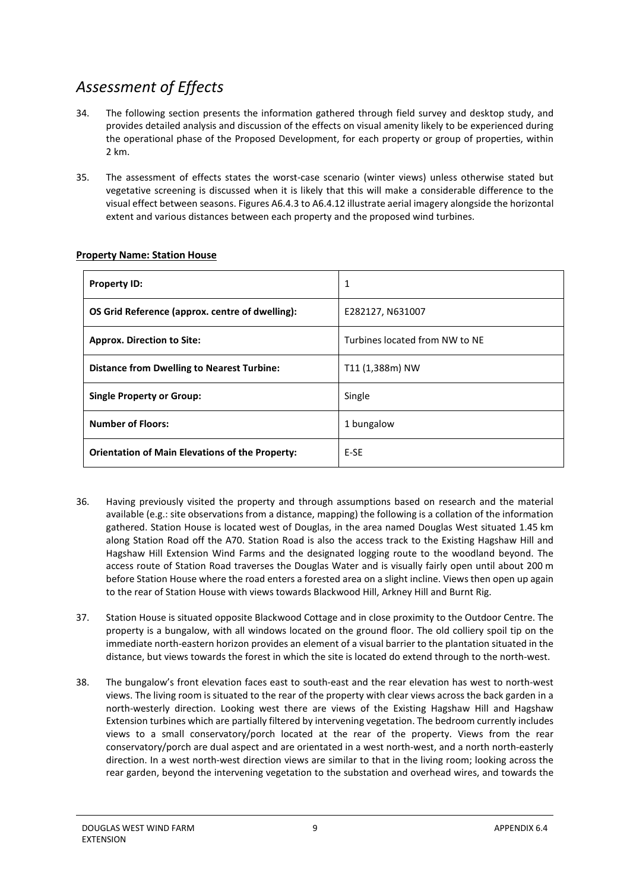# *Assessment of Effects*

34. The following section presents the information gathered through field survey and desktop study, and provides detailed analysis and discussion of the effects on visual amenity likely to be experienced during the operational phase of the Proposed Development, for each property or group of properties, within 2 km.

35. The assessment of effects states the worst-case scenario (winter views) unless otherwise stated but vegetative screening is discussed when it is likely that this will make a considerable difference to the visual effect between seasons. Figures A6.4.3 to A6.4.12 illustrate aerial imagery alongside the horizontal extent and various distances between each property and the proposed wind turbines.

**Property Name: Station House**

| **Property ID:** | 1 |
|---|---|
| **OS Grid Reference (approx. centre of dwelling):** | E282127, N631007 |
| **Approx. Direction to Site:** | Turbines located from NW to NE |
| **Distance from Dwelling to Nearest Turbine:** | T11 (1,388m) NW |
| **Single Property or Group:** | Single |
| **Number of Floors:** | 1 bungalow |
| **Orientation of Main Elevations of the Property:** | E-SE |

36. Having previously visited the property and through assumptions based on research and the material available (e.g.: site observations from a distance, mapping) the following is a collation of the information gathered. Station House is located west of Douglas, in the area named Douglas West situated 1.45 km along Station Road off the A70. Station Road is also the access track to the Existing Hagshaw Hill and Hagshaw Hill Extension Wind Farms and the designated logging route to the woodland beyond. The access route of Station Road traverses the Douglas Water and is visually fairly open until about 200 m before Station House where the road enters a forested area on a slight incline. Views then open up again to the rear of Station House with views towards Blackwood Hill, Arkney Hill and Burnt Rig.

37. Station House is situated opposite Blackwood Cottage and in close proximity to the Outdoor Centre. The property is a bungalow, with all windows located on the ground floor. The old colliery spoil tip on the immediate north-eastern horizon provides an element of a visual barrier to the plantation situated in the distance, but views towards the forest in which the site is located do extend through to the north-west.

38. The bungalow's front elevation faces east to south-east and the rear elevation has west to north-west views. The living room is situated to the rear of the property with clear views across the back garden in a north-westerly direction. Looking west there are views of the Existing Hagshaw Hill and Hagshaw Extension turbines which are partially filtered by intervening vegetation. The bedroom currently includes views to a small conservatory/porch located at the rear of the property. Views from the rear conservatory/porch are dual aspect and are orientated in a west north-west, and a north north-easterly direction. In a west north-west direction views are similar to that in the living room; looking across the rear garden, beyond the intervening vegetation to the substation and overhead wires, and towards the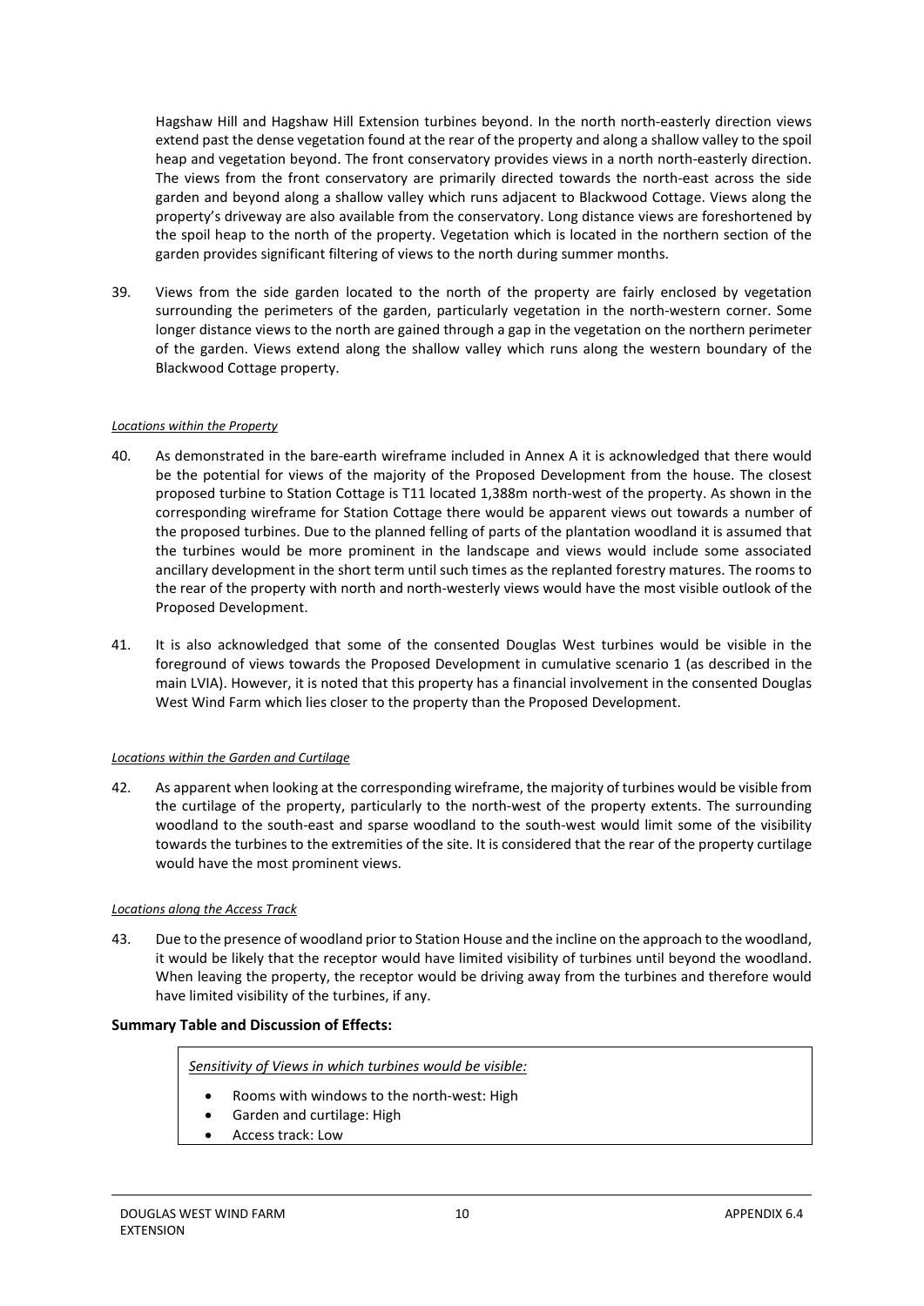Hagshaw Hill and Hagshaw Hill Extension turbines beyond. In the north north-easterly direction views extend past the dense vegetation found at the rear of the property and along a shallow valley to the spoil heap and vegetation beyond. The front conservatory provides views in a north north-easterly direction. The views from the front conservatory are primarily directed towards the north-east across the side garden and beyond along a shallow valley which runs adjacent to Blackwood Cottage. Views along the property's driveway are also available from the conservatory. Long distance views are foreshortened by the spoil heap to the north of the property. Vegetation which is located in the northern section of the garden provides significant filtering of views to the north during summer months.

39. Views from the side garden located to the north of the property are fairly enclosed by vegetation surrounding the perimeters of the garden, particularly vegetation in the north-western corner. Some longer distance views to the north are gained through a gap in the vegetation on the northern perimeter of the garden. Views extend along the shallow valley which runs along the western boundary of the Blackwood Cottage property.

*Locations within the Property*

40. As demonstrated in the bare-earth wireframe included in Annex A it is acknowledged that there would be the potential for views of the majority of the Proposed Development from the house. The closest proposed turbine to Station Cottage is T11 located 1,388m north-west of the property. As shown in the corresponding wireframe for Station Cottage there would be apparent views out towards a number of the proposed turbines. Due to the planned felling of parts of the plantation woodland it is assumed that the turbines would be more prominent in the landscape and views would include some associated ancillary development in the short term until such times as the replanted forestry matures. The rooms to the rear of the property with north and north-westerly views would have the most visible outlook of the Proposed Development.

41. It is also acknowledged that some of the consented Douglas West turbines would be visible in the foreground of views towards the Proposed Development in cumulative scenario 1 (as described in the main LVIA). However, it is noted that this property has a financial involvement in the consented Douglas West Wind Farm which lies closer to the property than the Proposed Development.

*Locations within the Garden and Curtilage*

42. As apparent when looking at the corresponding wireframe, the majority of turbines would be visible from the curtilage of the property, particularly to the north-west of the property extents. The surrounding woodland to the south-east and sparse woodland to the south-west would limit some of the visibility towards the turbines to the extremities of the site. It is considered that the rear of the property curtilage would have the most prominent views.

*Locations along the Access Track*

43. Due to the presence of woodland prior to Station House and the incline on the approach to the woodland, it would be likely that the receptor would have limited visibility of turbines until beyond the woodland. When leaving the property, the receptor would be driving away from the turbines and therefore would have limited visibility of the turbines, if any.

**Summary Table and Discussion of Effects:**

*Sensitivity of Views in which turbines would be visible:*

- Rooms with windows to the north-west: High
- Garden and curtilage: High
- Access track: Low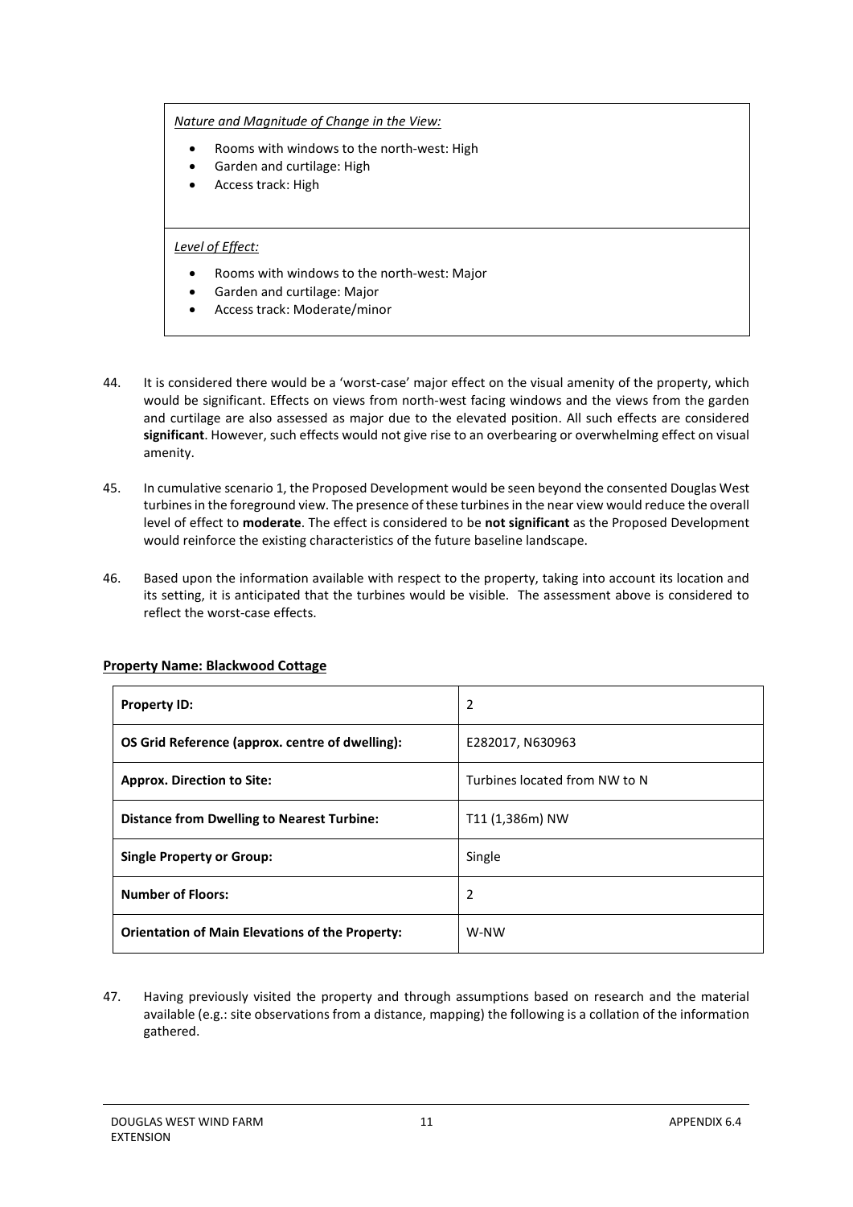| *Nature and Magnitude of Change in the View:*<br>• Rooms with windows to the north-west: High<br>• Garden and curtilage: High<br>• Access track: High |
|---|
| *Level of Effect:*<br>• Rooms with windows to the north-west: Major<br>• Garden and curtilage: Major<br>• Access track: Moderate/minor |

44. It is considered there would be a 'worst-case' major effect on the visual amenity of the property, which would be significant. Effects on views from north-west facing windows and the views from the garden and curtilage are also assessed as major due to the elevated position. All such effects are considered **significant**. However, such effects would not give rise to an overbearing or overwhelming effect on visual amenity.

45. In cumulative scenario 1, the Proposed Development would be seen beyond the consented Douglas West turbines in the foreground view. The presence of these turbines in the near view would reduce the overall level of effect to **moderate**. The effect is considered to be **not significant** as the Proposed Development would reinforce the existing characteristics of the future baseline landscape.

46. Based upon the information available with respect to the property, taking into account its location and its setting, it is anticipated that the turbines would be visible. The assessment above is considered to reflect the worst-case effects.

**Property Name: Blackwood Cottage**

| **Property ID:** | 2 |
|---|---|
| **OS Grid Reference (approx. centre of dwelling):** | E282017, N630963 |
| **Approx. Direction to Site:** | Turbines located from NW to N |
| **Distance from Dwelling to Nearest Turbine:** | T11 (1,386m) NW |
| **Single Property or Group:** | Single |
| **Number of Floors:** | 2 |
| **Orientation of Main Elevations of the Property:** | W-NW |

47. Having previously visited the property and through assumptions based on research and the material available (e.g.: site observations from a distance, mapping) the following is a collation of the information gathered.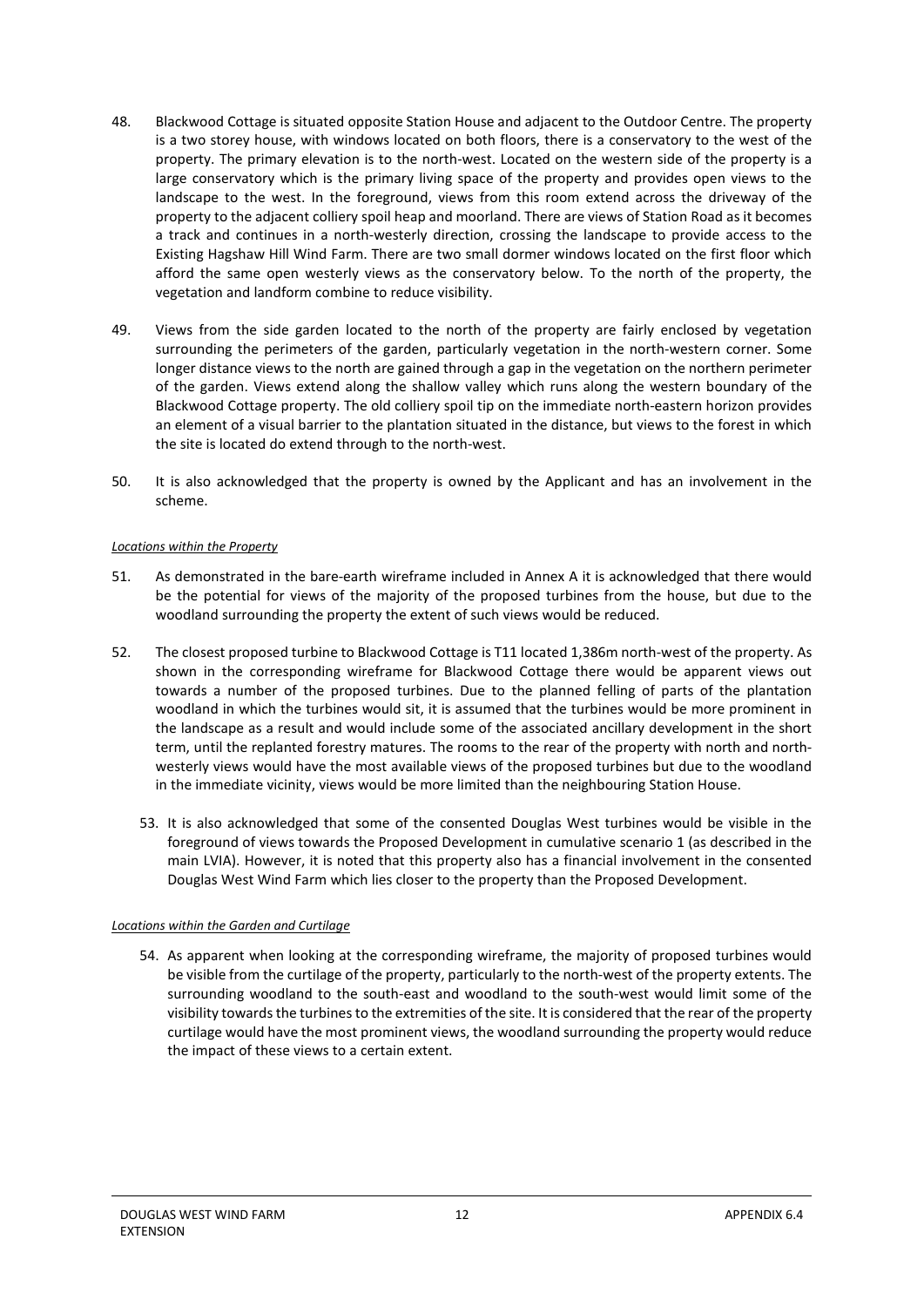48. Blackwood Cottage is situated opposite Station House and adjacent to the Outdoor Centre. The property is a two storey house, with windows located on both floors, there is a conservatory to the west of the property. The primary elevation is to the north-west. Located on the western side of the property is a large conservatory which is the primary living space of the property and provides open views to the landscape to the west. In the foreground, views from this room extend across the driveway of the property to the adjacent colliery spoil heap and moorland. There are views of Station Road as it becomes a track and continues in a north-westerly direction, crossing the landscape to provide access to the Existing Hagshaw Hill Wind Farm. There are two small dormer windows located on the first floor which afford the same open westerly views as the conservatory below. To the north of the property, the vegetation and landform combine to reduce visibility.

49. Views from the side garden located to the north of the property are fairly enclosed by vegetation surrounding the perimeters of the garden, particularly vegetation in the north-western corner. Some longer distance views to the north are gained through a gap in the vegetation on the northern perimeter of the garden. Views extend along the shallow valley which runs along the western boundary of the Blackwood Cottage property. The old colliery spoil tip on the immediate north-eastern horizon provides an element of a visual barrier to the plantation situated in the distance, but views to the forest in which the site is located do extend through to the north-west.

50. It is also acknowledged that the property is owned by the Applicant and has an involvement in the scheme.

*Locations within the Property*

51. As demonstrated in the bare-earth wireframe included in Annex A it is acknowledged that there would be the potential for views of the majority of the proposed turbines from the house, but due to the woodland surrounding the property the extent of such views would be reduced.

52. The closest proposed turbine to Blackwood Cottage is T11 located 1,386m north-west of the property. As shown in the corresponding wireframe for Blackwood Cottage there would be apparent views out towards a number of the proposed turbines. Due to the planned felling of parts of the plantation woodland in which the turbines would sit, it is assumed that the turbines would be more prominent in the landscape as a result and would include some of the associated ancillary development in the short term, until the replanted forestry matures. The rooms to the rear of the property with north and north-westerly views would have the most available views of the proposed turbines but due to the woodland in the immediate vicinity, views would be more limited than the neighbouring Station House.

53. It is also acknowledged that some of the consented Douglas West turbines would be visible in the foreground of views towards the Proposed Development in cumulative scenario 1 (as described in the main LVIA). However, it is noted that this property also has a financial involvement in the consented Douglas West Wind Farm which lies closer to the property than the Proposed Development.

*Locations within the Garden and Curtilage*

54. As apparent when looking at the corresponding wireframe, the majority of proposed turbines would be visible from the curtilage of the property, particularly to the north-west of the property extents. The surrounding woodland to the south-east and woodland to the south-west would limit some of the visibility towards the turbines to the extremities of the site. It is considered that the rear of the property curtilage would have the most prominent views, the woodland surrounding the property would reduce the impact of these views to a certain extent.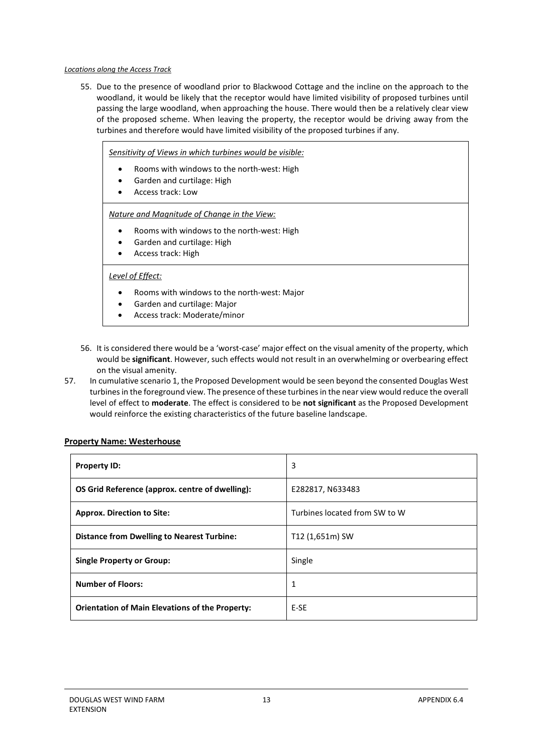*Locations along the Access Track*

55. Due to the presence of woodland prior to Blackwood Cottage and the incline on the approach to the woodland, it would be likely that the receptor would have limited visibility of proposed turbines until passing the large woodland, when approaching the house. There would then be a relatively clear view of the proposed scheme. When leaving the property, the receptor would be driving away from the turbines and therefore would have limited visibility of the proposed turbines if any.

| *Sensitivity of Views in which turbines would be visible:*<br>• Rooms with windows to the north-west: High<br>• Garden and curtilage: High<br>• Access track: Low |
|---|
| *Nature and Magnitude of Change in the View:*<br>• Rooms with windows to the north-west: High<br>• Garden and curtilage: High<br>• Access track: High |
| *Level of Effect:*<br>• Rooms with windows to the north-west: Major<br>• Garden and curtilage: Major<br>• Access track: Moderate/minor |

56. It is considered there would be a 'worst-case' major effect on the visual amenity of the property, which would be **significant**. However, such effects would not result in an overwhelming or overbearing effect on the visual amenity.
57. In cumulative scenario 1, the Proposed Development would be seen beyond the consented Douglas West turbines in the foreground view. The presence of these turbines in the near view would reduce the overall level of effect to **moderate**. The effect is considered to be **not significant** as the Proposed Development would reinforce the existing characteristics of the future baseline landscape.

**Property Name: Westerhouse**

| **Property ID:** | 3 |
|---|---|
| **OS Grid Reference (approx. centre of dwelling):** | E282817, N633483 |
| **Approx. Direction to Site:** | Turbines located from SW to W |
| **Distance from Dwelling to Nearest Turbine:** | T12 (1,651m) SW |
| **Single Property or Group:** | Single |
| **Number of Floors:** | 1 |
| **Orientation of Main Elevations of the Property:** | E-SE |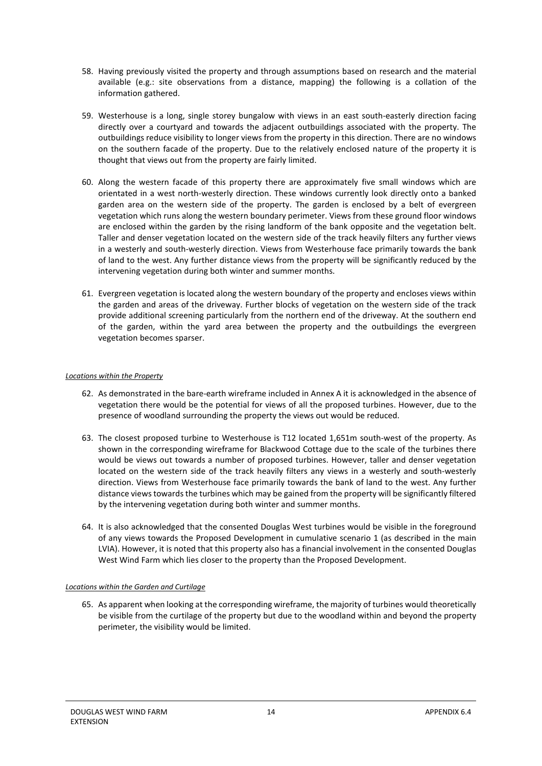58. Having previously visited the property and through assumptions based on research and the material available (e.g.: site observations from a distance, mapping) the following is a collation of the information gathered.

59. Westerhouse is a long, single storey bungalow with views in an east south-easterly direction facing directly over a courtyard and towards the adjacent outbuildings associated with the property. The outbuildings reduce visibility to longer views from the property in this direction. There are no windows on the southern facade of the property. Due to the relatively enclosed nature of the property it is thought that views out from the property are fairly limited.

60. Along the western facade of this property there are approximately five small windows which are orientated in a west north-westerly direction. These windows currently look directly onto a banked garden area on the western side of the property. The garden is enclosed by a belt of evergreen vegetation which runs along the western boundary perimeter. Views from these ground floor windows are enclosed within the garden by the rising landform of the bank opposite and the vegetation belt. Taller and denser vegetation located on the western side of the track heavily filters any further views in a westerly and south-westerly direction. Views from Westerhouse face primarily towards the bank of land to the west. Any further distance views from the property will be significantly reduced by the intervening vegetation during both winter and summer months.

61. Evergreen vegetation is located along the western boundary of the property and encloses views within the garden and areas of the driveway. Further blocks of vegetation on the western side of the track provide additional screening particularly from the northern end of the driveway. At the southern end of the garden, within the yard area between the property and the outbuildings the evergreen vegetation becomes sparser.

*Locations within the Property*

62. As demonstrated in the bare-earth wireframe included in Annex A it is acknowledged in the absence of vegetation there would be the potential for views of all the proposed turbines. However, due to the presence of woodland surrounding the property the views out would be reduced.

63. The closest proposed turbine to Westerhouse is T12 located 1,651m south-west of the property. As shown in the corresponding wireframe for Blackwood Cottage due to the scale of the turbines there would be views out towards a number of proposed turbines. However, taller and denser vegetation located on the western side of the track heavily filters any views in a westerly and south-westerly direction. Views from Westerhouse face primarily towards the bank of land to the west. Any further distance views towards the turbines which may be gained from the property will be significantly filtered by the intervening vegetation during both winter and summer months.

64. It is also acknowledged that the consented Douglas West turbines would be visible in the foreground of any views towards the Proposed Development in cumulative scenario 1 (as described in the main LVIA). However, it is noted that this property also has a financial involvement in the consented Douglas West Wind Farm which lies closer to the property than the Proposed Development.

*Locations within the Garden and Curtilage*

65. As apparent when looking at the corresponding wireframe, the majority of turbines would theoretically be visible from the curtilage of the property but due to the woodland within and beyond the property perimeter, the visibility would be limited.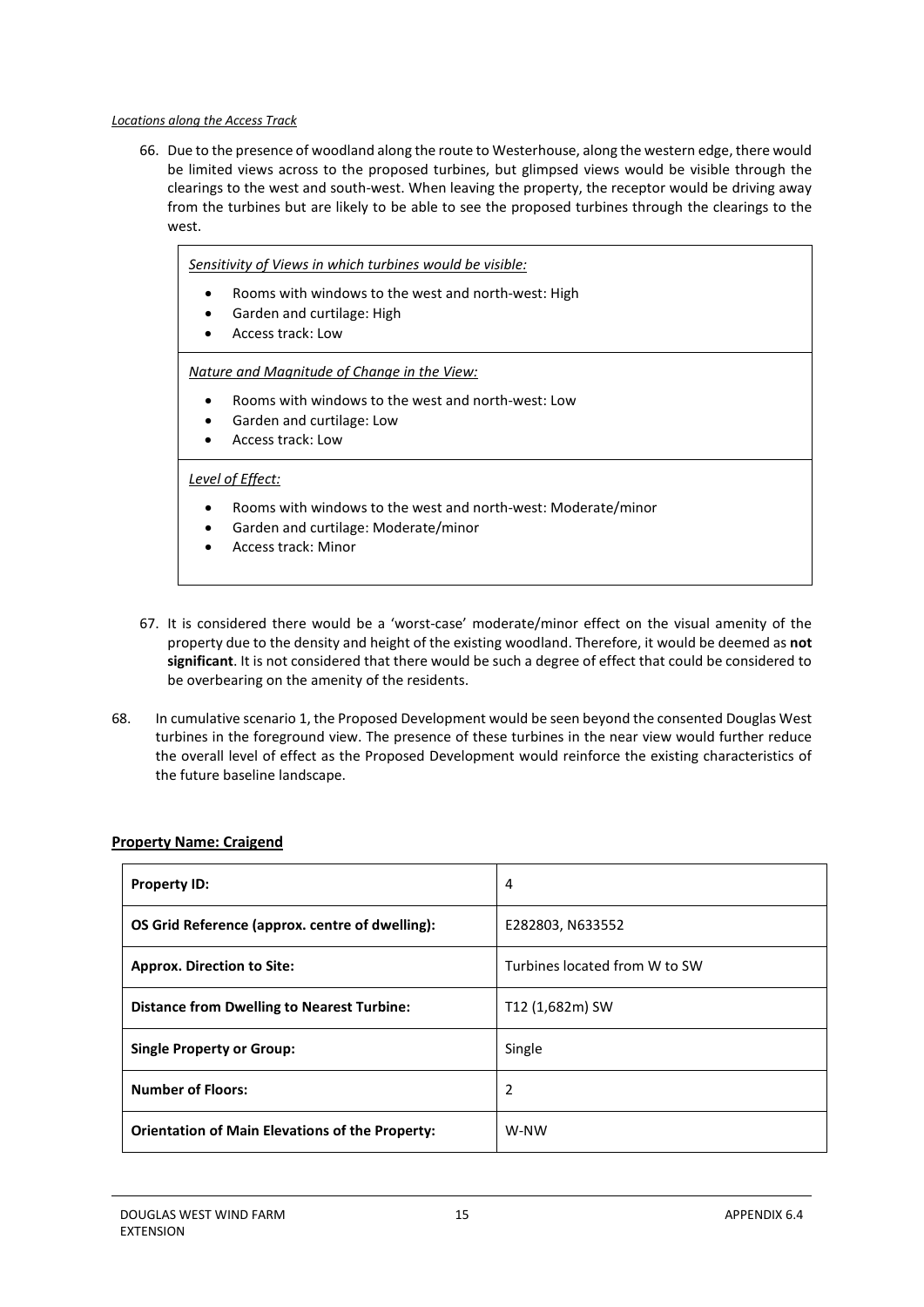*Locations along the Access Track*

66. Due to the presence of woodland along the route to Westerhouse, along the western edge, there would be limited views across to the proposed turbines, but glimpsed views would be visible through the clearings to the west and south-west. When leaving the property, the receptor would be driving away from the turbines but are likely to be able to see the proposed turbines through the clearings to the west.

> *Sensitivity of Views in which turbines would be visible:*
>
> - Rooms with windows to the west and north-west: High
> - Garden and curtilage: High
> - Access track: Low
>
> *Nature and Magnitude of Change in the View:*
>
> - Rooms with windows to the west and north-west: Low
> - Garden and curtilage: Low
> - Access track: Low
>
> *Level of Effect:*
>
> - Rooms with windows to the west and north-west: Moderate/minor
> - Garden and curtilage: Moderate/minor
> - Access track: Minor

67. It is considered there would be a 'worst-case' moderate/minor effect on the visual amenity of the property due to the density and height of the existing woodland. Therefore, it would be deemed as **not significant**. It is not considered that there would be such a degree of effect that could be considered to be overbearing on the amenity of the residents.

68. In cumulative scenario 1, the Proposed Development would be seen beyond the consented Douglas West turbines in the foreground view. The presence of these turbines in the near view would further reduce the overall level of effect as the Proposed Development would reinforce the existing characteristics of the future baseline landscape.

**Property Name: Craigend**

| **Property ID:** | 4 |
|---|---|
| **OS Grid Reference (approx. centre of dwelling):** | E282803, N633552 |
| **Approx. Direction to Site:** | Turbines located from W to SW |
| **Distance from Dwelling to Nearest Turbine:** | T12 (1,682m) SW |
| **Single Property or Group:** | Single |
| **Number of Floors:** | 2 |
| **Orientation of Main Elevations of the Property:** | W-NW |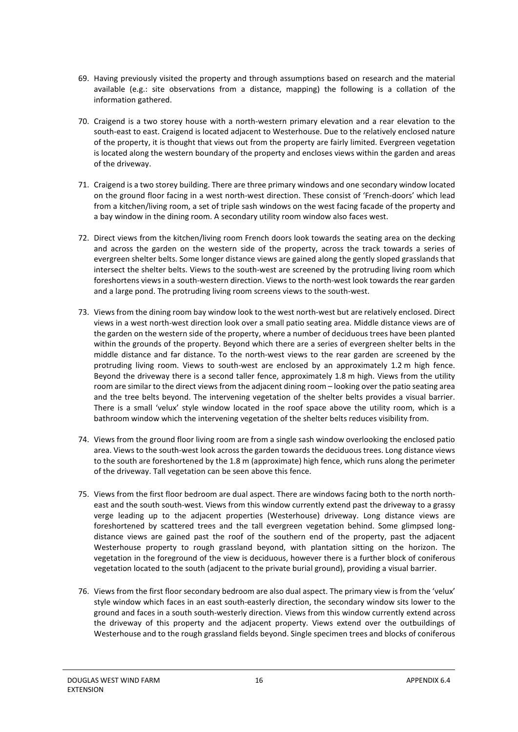69. Having previously visited the property and through assumptions based on research and the material available (e.g.: site observations from a distance, mapping) the following is a collation of the information gathered.

70. Craigend is a two storey house with a north-western primary elevation and a rear elevation to the south-east to east. Craigend is located adjacent to Westerhouse. Due to the relatively enclosed nature of the property, it is thought that views out from the property are fairly limited. Evergreen vegetation is located along the western boundary of the property and encloses views within the garden and areas of the driveway.

71. Craigend is a two storey building. There are three primary windows and one secondary window located on the ground floor facing in a west north-west direction. These consist of 'French-doors' which lead from a kitchen/living room, a set of triple sash windows on the west facing facade of the property and a bay window in the dining room. A secondary utility room window also faces west.

72. Direct views from the kitchen/living room French doors look towards the seating area on the decking and across the garden on the western side of the property, across the track towards a series of evergreen shelter belts. Some longer distance views are gained along the gently sloped grasslands that intersect the shelter belts. Views to the south-west are screened by the protruding living room which foreshortens views in a south-western direction. Views to the north-west look towards the rear garden and a large pond. The protruding living room screens views to the south-west.

73. Views from the dining room bay window look to the west north-west but are relatively enclosed. Direct views in a west north-west direction look over a small patio seating area. Middle distance views are of the garden on the western side of the property, where a number of deciduous trees have been planted within the grounds of the property. Beyond which there are a series of evergreen shelter belts in the middle distance and far distance. To the north-west views to the rear garden are screened by the protruding living room. Views to south-west are enclosed by an approximately 1.2 m high fence. Beyond the driveway there is a second taller fence, approximately 1.8 m high. Views from the utility room are similar to the direct views from the adjacent dining room – looking over the patio seating area and the tree belts beyond. The intervening vegetation of the shelter belts provides a visual barrier. There is a small 'velux' style window located in the roof space above the utility room, which is a bathroom window which the intervening vegetation of the shelter belts reduces visibility from.

74. Views from the ground floor living room are from a single sash window overlooking the enclosed patio area. Views to the south-west look across the garden towards the deciduous trees. Long distance views to the south are foreshortened by the 1.8 m (approximate) high fence, which runs along the perimeter of the driveway. Tall vegetation can be seen above this fence.

75. Views from the first floor bedroom are dual aspect. There are windows facing both to the north north-east and the south south-west. Views from this window currently extend past the driveway to a grassy verge leading up to the adjacent properties (Westerhouse) driveway. Long distance views are foreshortened by scattered trees and the tall evergreen vegetation behind. Some glimpsed long-distance views are gained past the roof of the southern end of the property, past the adjacent Westerhouse property to rough grassland beyond, with plantation sitting on the horizon. The vegetation in the foreground of the view is deciduous, however there is a further block of coniferous vegetation located to the south (adjacent to the private burial ground), providing a visual barrier.

76. Views from the first floor secondary bedroom are also dual aspect. The primary view is from the 'velux' style window which faces in an east south-easterly direction, the secondary window sits lower to the ground and faces in a south south-westerly direction. Views from this window currently extend across the driveway of this property and the adjacent property. Views extend over the outbuildings of Westerhouse and to the rough grassland fields beyond. Single specimen trees and blocks of coniferous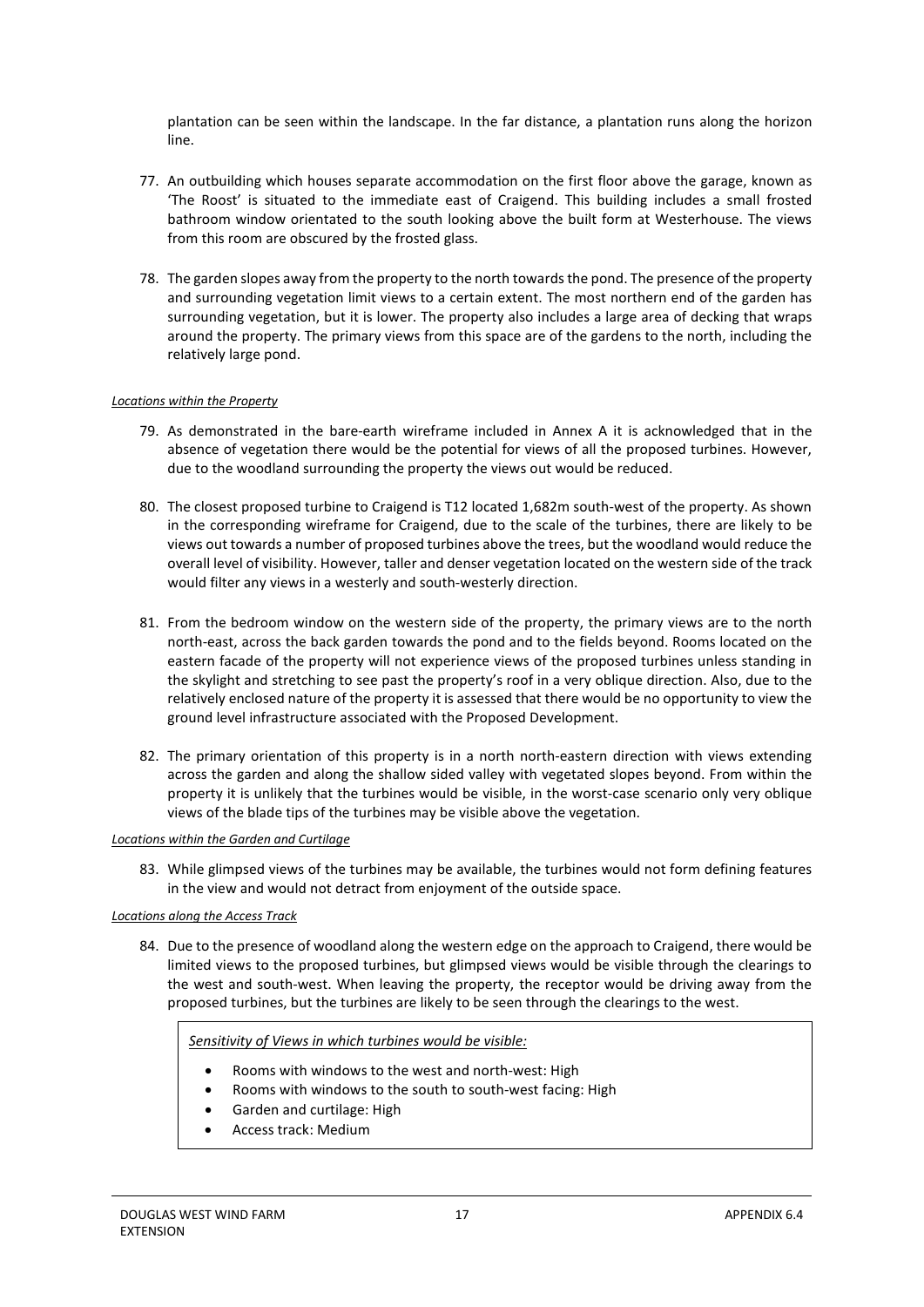plantation can be seen within the landscape. In the far distance, a plantation runs along the horizon line.

77. An outbuilding which houses separate accommodation on the first floor above the garage, known as 'The Roost' is situated to the immediate east of Craigend. This building includes a small frosted bathroom window orientated to the south looking above the built form at Westerhouse. The views from this room are obscured by the frosted glass.

78. The garden slopes away from the property to the north towards the pond. The presence of the property and surrounding vegetation limit views to a certain extent. The most northern end of the garden has surrounding vegetation, but it is lower. The property also includes a large area of decking that wraps around the property. The primary views from this space are of the gardens to the north, including the relatively large pond.

*Locations within the Property*

79. As demonstrated in the bare-earth wireframe included in Annex A it is acknowledged that in the absence of vegetation there would be the potential for views of all the proposed turbines. However, due to the woodland surrounding the property the views out would be reduced.

80. The closest proposed turbine to Craigend is T12 located 1,682m south-west of the property. As shown in the corresponding wireframe for Craigend, due to the scale of the turbines, there are likely to be views out towards a number of proposed turbines above the trees, but the woodland would reduce the overall level of visibility. However, taller and denser vegetation located on the western side of the track would filter any views in a westerly and south-westerly direction.

81. From the bedroom window on the western side of the property, the primary views are to the north north-east, across the back garden towards the pond and to the fields beyond. Rooms located on the eastern facade of the property will not experience views of the proposed turbines unless standing in the skylight and stretching to see past the property's roof in a very oblique direction. Also, due to the relatively enclosed nature of the property it is assessed that there would be no opportunity to view the ground level infrastructure associated with the Proposed Development.

82. The primary orientation of this property is in a north north-eastern direction with views extending across the garden and along the shallow sided valley with vegetated slopes beyond. From within the property it is unlikely that the turbines would be visible, in the worst-case scenario only very oblique views of the blade tips of the turbines may be visible above the vegetation.

*Locations within the Garden and Curtilage*

83. While glimpsed views of the turbines may be available, the turbines would not form defining features in the view and would not detract from enjoyment of the outside space.

*Locations along the Access Track*

84. Due to the presence of woodland along the western edge on the approach to Craigend, there would be limited views to the proposed turbines, but glimpsed views would be visible through the clearings to the west and south-west. When leaving the property, the receptor would be driving away from the proposed turbines, but the turbines are likely to be seen through the clearings to the west.

*Sensitivity of Views in which turbines would be visible:*

- Rooms with windows to the west and north-west: High
- Rooms with windows to the south to south-west facing: High
- Garden and curtilage: High
- Access track: Medium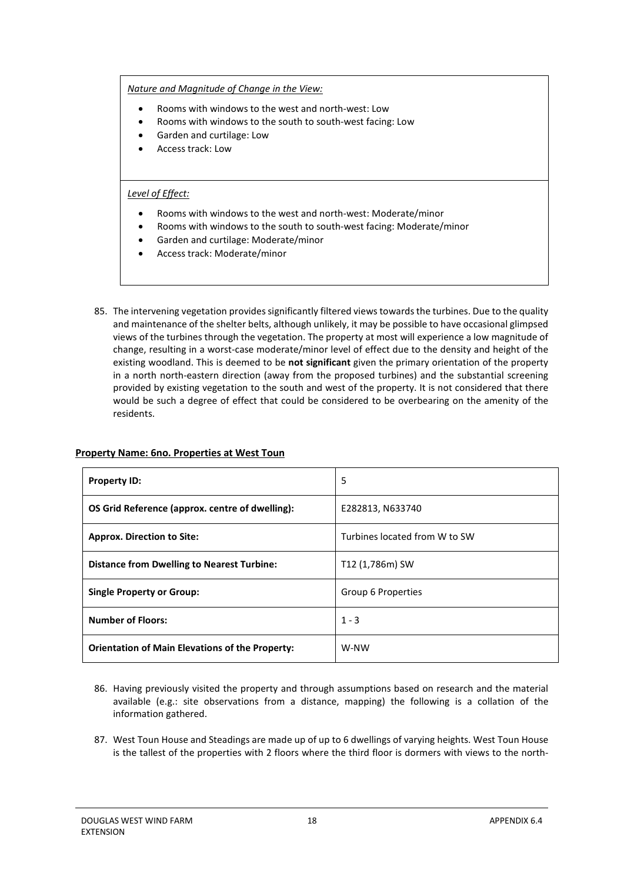*Nature and Magnitude of Change in the View:*

- Rooms with windows to the west and north-west: Low
- Rooms with windows to the south to south-west facing: Low
- Garden and curtilage: Low
- Access track: Low

*Level of Effect:*

- Rooms with windows to the west and north-west: Moderate/minor
- Rooms with windows to the south to south-west facing: Moderate/minor
- Garden and curtilage: Moderate/minor
- Access track: Moderate/minor

85. The intervening vegetation provides significantly filtered views towards the turbines. Due to the quality and maintenance of the shelter belts, although unlikely, it may be possible to have occasional glimpsed views of the turbines through the vegetation. The property at most will experience a low magnitude of change, resulting in a worst-case moderate/minor level of effect due to the density and height of the existing woodland. This is deemed to be **not significant** given the primary orientation of the property in a north north-eastern direction (away from the proposed turbines) and the substantial screening provided by existing vegetation to the south and west of the property. It is not considered that there would be such a degree of effect that could be considered to be overbearing on the amenity of the residents.

**Property Name: 6no. Properties at West Toun**

| **Property ID:** | 5 |
|---|---|
| **OS Grid Reference (approx. centre of dwelling):** | E282813, N633740 |
| **Approx. Direction to Site:** | Turbines located from W to SW |
| **Distance from Dwelling to Nearest Turbine:** | T12 (1,786m) SW |
| **Single Property or Group:** | Group 6 Properties |
| **Number of Floors:** | 1 - 3 |
| **Orientation of Main Elevations of the Property:** | W-NW |

86. Having previously visited the property and through assumptions based on research and the material available (e.g.: site observations from a distance, mapping) the following is a collation of the information gathered.

87. West Toun House and Steadings are made up of up to 6 dwellings of varying heights. West Toun House is the tallest of the properties with 2 floors where the third floor is dormers with views to the north-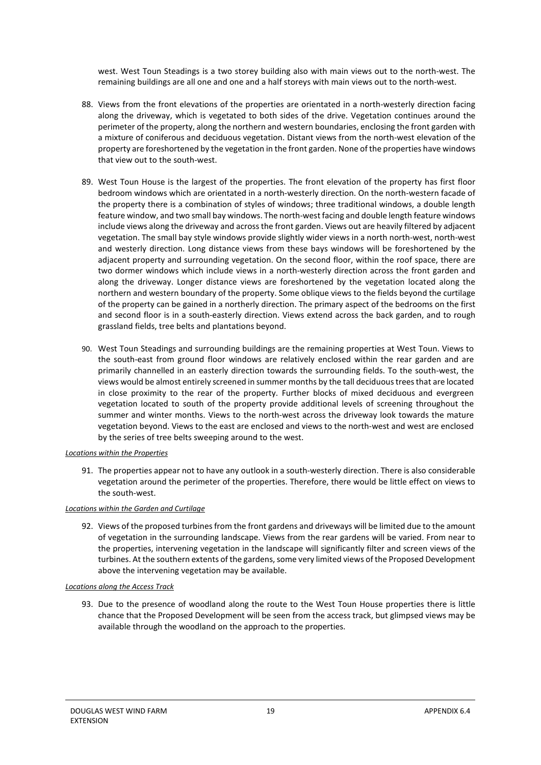west. West Toun Steadings is a two storey building also with main views out to the north-west. The remaining buildings are all one and one and a half storeys with main views out to the north-west.

88. Views from the front elevations of the properties are orientated in a north-westerly direction facing along the driveway, which is vegetated to both sides of the drive. Vegetation continues around the perimeter of the property, along the northern and western boundaries, enclosing the front garden with a mixture of coniferous and deciduous vegetation. Distant views from the north-west elevation of the property are foreshortened by the vegetation in the front garden. None of the properties have windows that view out to the south-west.

89. West Toun House is the largest of the properties. The front elevation of the property has first floor bedroom windows which are orientated in a north-westerly direction. On the north-western facade of the property there is a combination of styles of windows; three traditional windows, a double length feature window, and two small bay windows. The north-west facing and double length feature windows include views along the driveway and across the front garden. Views out are heavily filtered by adjacent vegetation. The small bay style windows provide slightly wider views in a north north-west, north-west and westerly direction. Long distance views from these bays windows will be foreshortened by the adjacent property and surrounding vegetation. On the second floor, within the roof space, there are two dormer windows which include views in a north-westerly direction across the front garden and along the driveway. Longer distance views are foreshortened by the vegetation located along the northern and western boundary of the property. Some oblique views to the fields beyond the curtilage of the property can be gained in a northerly direction. The primary aspect of the bedrooms on the first and second floor is in a south-easterly direction. Views extend across the back garden, and to rough grassland fields, tree belts and plantations beyond.

90. West Toun Steadings and surrounding buildings are the remaining properties at West Toun. Views to the south-east from ground floor windows are relatively enclosed within the rear garden and are primarily channelled in an easterly direction towards the surrounding fields. To the south-west, the views would be almost entirely screened in summer months by the tall deciduous trees that are located in close proximity to the rear of the property. Further blocks of mixed deciduous and evergreen vegetation located to south of the property provide additional levels of screening throughout the summer and winter months. Views to the north-west across the driveway look towards the mature vegetation beyond. Views to the east are enclosed and views to the north-west and west are enclosed by the series of tree belts sweeping around to the west.

*Locations within the Properties*

91. The properties appear not to have any outlook in a south-westerly direction. There is also considerable vegetation around the perimeter of the properties. Therefore, there would be little effect on views to the south-west.

*Locations within the Garden and Curtilage*

92. Views of the proposed turbines from the front gardens and driveways will be limited due to the amount of vegetation in the surrounding landscape. Views from the rear gardens will be varied. From near to the properties, intervening vegetation in the landscape will significantly filter and screen views of the turbines. At the southern extents of the gardens, some very limited views of the Proposed Development above the intervening vegetation may be available.

*Locations along the Access Track*

93. Due to the presence of woodland along the route to the West Toun House properties there is little chance that the Proposed Development will be seen from the access track, but glimpsed views may be available through the woodland on the approach to the properties.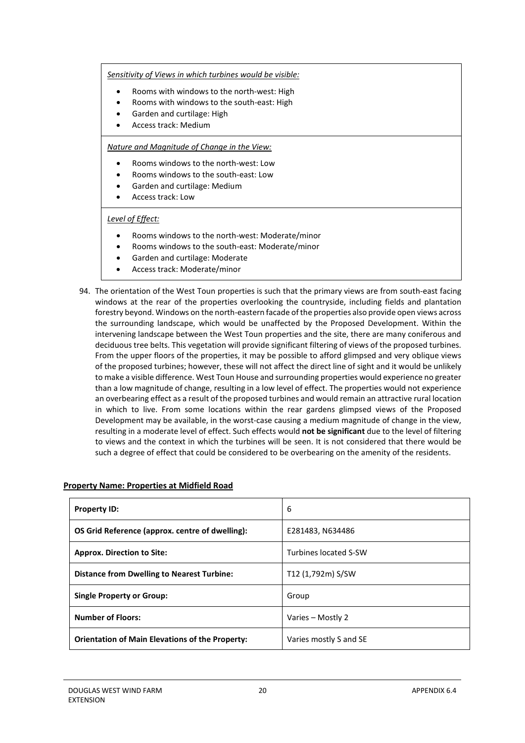*Sensitivity of Views in which turbines would be visible:*

- Rooms with windows to the north-west: High
- Rooms with windows to the south-east: High
- Garden and curtilage: High
- Access track: Medium

*Nature and Magnitude of Change in the View:*

- Rooms windows to the north-west: Low
- Rooms windows to the south-east: Low
- Garden and curtilage: Medium
- Access track: Low

*Level of Effect:*

- Rooms windows to the north-west: Moderate/minor
- Rooms windows to the south-east: Moderate/minor
- Garden and curtilage: Moderate
- Access track: Moderate/minor

94. The orientation of the West Toun properties is such that the primary views are from south-east facing windows at the rear of the properties overlooking the countryside, including fields and plantation forestry beyond. Windows on the north-eastern facade of the properties also provide open views across the surrounding landscape, which would be unaffected by the Proposed Development. Within the intervening landscape between the West Toun properties and the site, there are many coniferous and deciduous tree belts. This vegetation will provide significant filtering of views of the proposed turbines. From the upper floors of the properties, it may be possible to afford glimpsed and very oblique views of the proposed turbines; however, these will not affect the direct line of sight and it would be unlikely to make a visible difference. West Toun House and surrounding properties would experience no greater than a low magnitude of change, resulting in a low level of effect. The properties would not experience an overbearing effect as a result of the proposed turbines and would remain an attractive rural location in which to live. From some locations within the rear gardens glimpsed views of the Proposed Development may be available, in the worst-case causing a medium magnitude of change in the view, resulting in a moderate level of effect. Such effects would **not be significant** due to the level of filtering to views and the context in which the turbines will be seen. It is not considered that there would be such a degree of effect that could be considered to be overbearing on the amenity of the residents.

**Property Name: Properties at Midfield Road**

| **Property ID:** | 6 |
|---|---|
| **OS Grid Reference (approx. centre of dwelling):** | E281483, N634486 |
| **Approx. Direction to Site:** | Turbines located S-SW |
| **Distance from Dwelling to Nearest Turbine:** | T12 (1,792m) S/SW |
| **Single Property or Group:** | Group |
| **Number of Floors:** | Varies – Mostly 2 |
| **Orientation of Main Elevations of the Property:** | Varies mostly S and SE |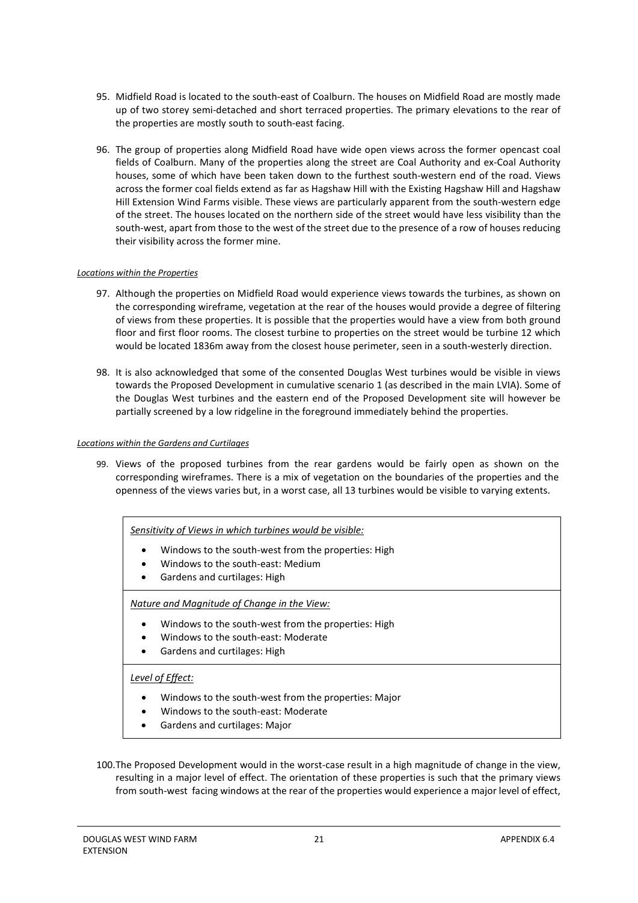95. Midfield Road is located to the south-east of Coalburn. The houses on Midfield Road are mostly made up of two storey semi-detached and short terraced properties. The primary elevations to the rear of the properties are mostly south to south-east facing.

96. The group of properties along Midfield Road have wide open views across the former opencast coal fields of Coalburn. Many of the properties along the street are Coal Authority and ex-Coal Authority houses, some of which have been taken down to the furthest south-western end of the road. Views across the former coal fields extend as far as Hagshaw Hill with the Existing Hagshaw Hill and Hagshaw Hill Extension Wind Farms visible. These views are particularly apparent from the south-western edge of the street. The houses located on the northern side of the street would have less visibility than the south-west, apart from those to the west of the street due to the presence of a row of houses reducing their visibility across the former mine.

*Locations within the Properties*

97. Although the properties on Midfield Road would experience views towards the turbines, as shown on the corresponding wireframe, vegetation at the rear of the houses would provide a degree of filtering of views from these properties. It is possible that the properties would have a view from both ground floor and first floor rooms. The closest turbine to properties on the street would be turbine 12 which would be located 1836m away from the closest house perimeter, seen in a south-westerly direction.

98. It is also acknowledged that some of the consented Douglas West turbines would be visible in views towards the Proposed Development in cumulative scenario 1 (as described in the main LVIA). Some of the Douglas West turbines and the eastern end of the Proposed Development site will however be partially screened by a low ridgeline in the foreground immediately behind the properties.

*Locations within the Gardens and Curtilages*

99. Views of the proposed turbines from the rear gardens would be fairly open as shown on the corresponding wireframes. There is a mix of vegetation on the boundaries of the properties and the openness of the views varies but, in a worst case, all 13 turbines would be visible to varying extents.

*Sensitivity of Views in which turbines would be visible:*

- Windows to the south-west from the properties: High
- Windows to the south-east: Medium
- Gardens and curtilages: High

*Nature and Magnitude of Change in the View:*

- Windows to the south-west from the properties: High
- Windows to the south-east: Moderate
- Gardens and curtilages: High

*Level of Effect:*

- Windows to the south-west from the properties: Major
- Windows to the south-east: Moderate
- Gardens and curtilages: Major

100. The Proposed Development would in the worst-case result in a high magnitude of change in the view, resulting in a major level of effect. The orientation of these properties is such that the primary views from south-west facing windows at the rear of the properties would experience a major level of effect,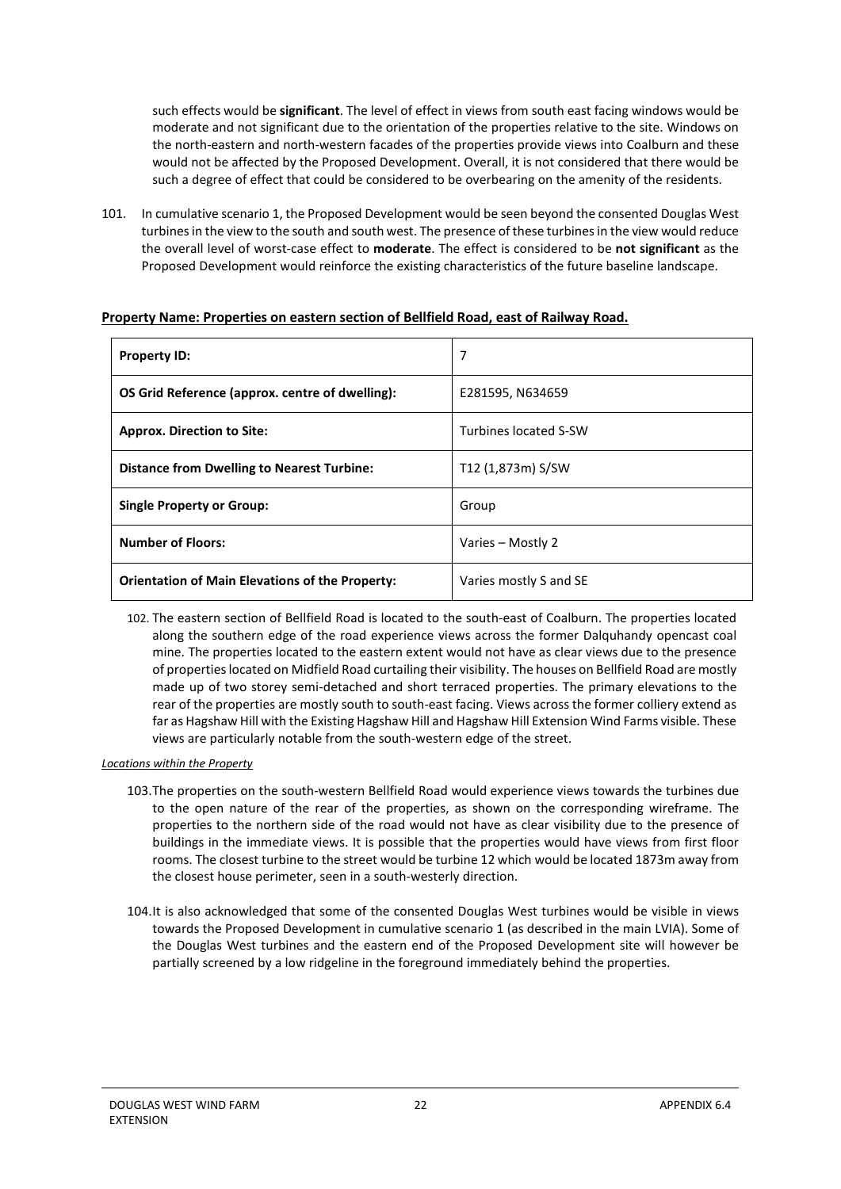such effects would be **significant**. The level of effect in views from south east facing windows would be moderate and not significant due to the orientation of the properties relative to the site. Windows on the north-eastern and north-western facades of the properties provide views into Coalburn and these would not be affected by the Proposed Development. Overall, it is not considered that there would be such a degree of effect that could be considered to be overbearing on the amenity of the residents.

101. In cumulative scenario 1, the Proposed Development would be seen beyond the consented Douglas West turbines in the view to the south and south west. The presence of these turbines in the view would reduce the overall level of worst-case effect to **moderate**. The effect is considered to be **not significant** as the Proposed Development would reinforce the existing characteristics of the future baseline landscape.

**Property Name: Properties on eastern section of Bellfield Road, east of Railway Road.**

| | |
|---|---|
| **Property ID:** | 7 |
| **OS Grid Reference (approx. centre of dwelling):** | E281595, N634659 |
| **Approx. Direction to Site:** | Turbines located S-SW |
| **Distance from Dwelling to Nearest Turbine:** | T12 (1,873m) S/SW |
| **Single Property or Group:** | Group |
| **Number of Floors:** | Varies – Mostly 2 |
| **Orientation of Main Elevations of the Property:** | Varies mostly S and SE |

102. The eastern section of Bellfield Road is located to the south-east of Coalburn. The properties located along the southern edge of the road experience views across the former Dalquhandy opencast coal mine. The properties located to the eastern extent would not have as clear views due to the presence of properties located on Midfield Road curtailing their visibility. The houses on Bellfield Road are mostly made up of two storey semi-detached and short terraced properties. The primary elevations to the rear of the properties are mostly south to south-east facing. Views across the former colliery extend as far as Hagshaw Hill with the Existing Hagshaw Hill and Hagshaw Hill Extension Wind Farms visible. These views are particularly notable from the south-western edge of the street.

*Locations within the Property*

103. The properties on the south-western Bellfield Road would experience views towards the turbines due to the open nature of the rear of the properties, as shown on the corresponding wireframe. The properties to the northern side of the road would not have as clear visibility due to the presence of buildings in the immediate views. It is possible that the properties would have views from first floor rooms. The closest turbine to the street would be turbine 12 which would be located 1873m away from the closest house perimeter, seen in a south-westerly direction.

104. It is also acknowledged that some of the consented Douglas West turbines would be visible in views towards the Proposed Development in cumulative scenario 1 (as described in the main LVIA). Some of the Douglas West turbines and the eastern end of the Proposed Development site will however be partially screened by a low ridgeline in the foreground immediately behind the properties.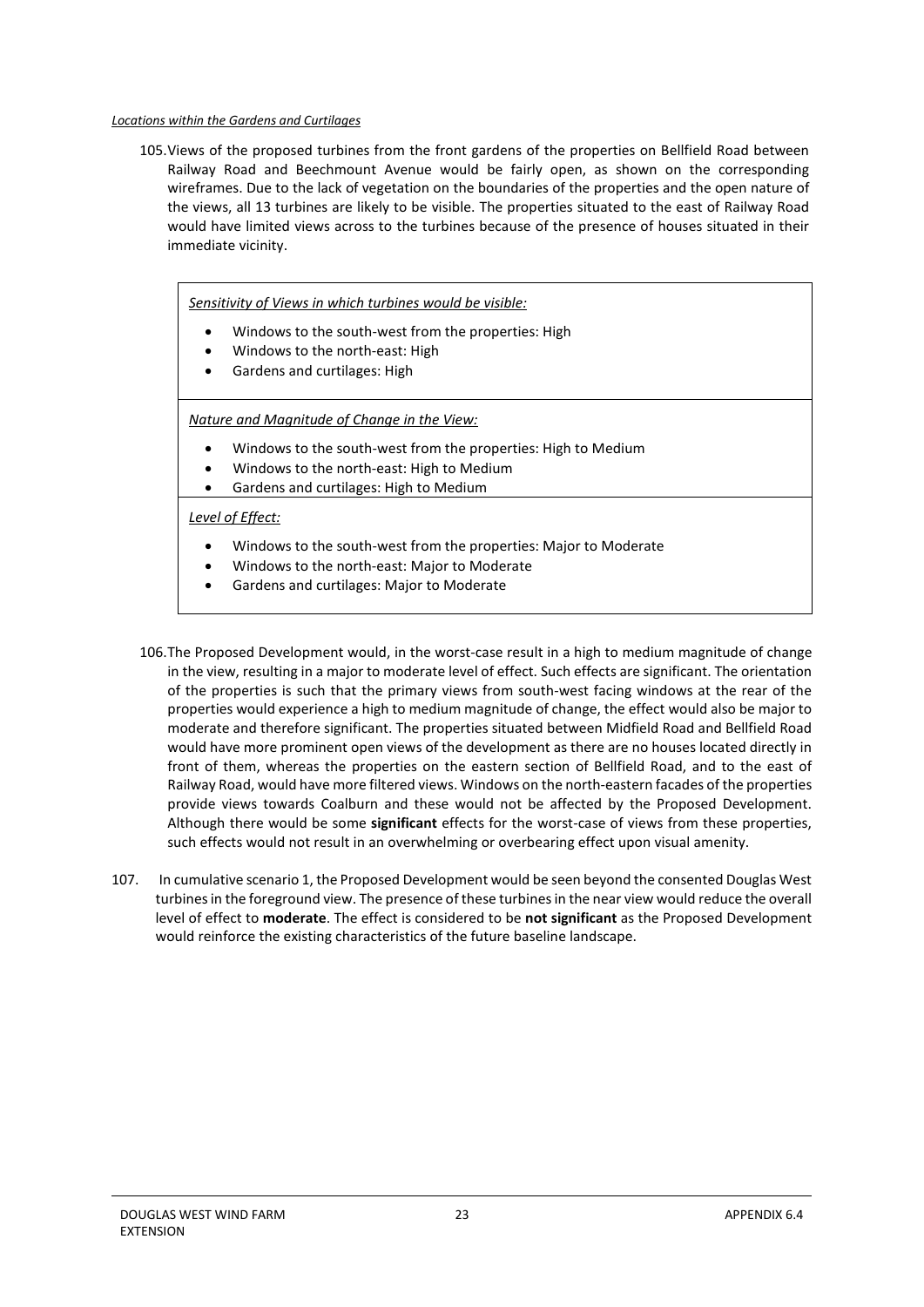*Locations within the Gardens and Curtilages*

105. Views of the proposed turbines from the front gardens of the properties on Bellfield Road between Railway Road and Beechmount Avenue would be fairly open, as shown on the corresponding wireframes. Due to the lack of vegetation on the boundaries of the properties and the open nature of the views, all 13 turbines are likely to be visible. The properties situated to the east of Railway Road would have limited views across to the turbines because of the presence of houses situated in their immediate vicinity.

> *Sensitivity of Views in which turbines would be visible:*
>
> - Windows to the south-west from the properties: High
> - Windows to the north-east: High
> - Gardens and curtilages: High
>
> *Nature and Magnitude of Change in the View:*
>
> - Windows to the south-west from the properties: High to Medium
> - Windows to the north-east: High to Medium
> - Gardens and curtilages: High to Medium
>
> *Level of Effect:*
>
> - Windows to the south-west from the properties: Major to Moderate
> - Windows to the north-east: Major to Moderate
> - Gardens and curtilages: Major to Moderate

106. The Proposed Development would, in the worst-case result in a high to medium magnitude of change in the view, resulting in a major to moderate level of effect. Such effects are significant. The orientation of the properties is such that the primary views from south-west facing windows at the rear of the properties would experience a high to medium magnitude of change, the effect would also be major to moderate and therefore significant. The properties situated between Midfield Road and Bellfield Road would have more prominent open views of the development as there are no houses located directly in front of them, whereas the properties on the eastern section of Bellfield Road, and to the east of Railway Road, would have more filtered views. Windows on the north-eastern facades of the properties provide views towards Coalburn and these would not be affected by the Proposed Development. Although there would be some **significant** effects for the worst-case of views from these properties, such effects would not result in an overwhelming or overbearing effect upon visual amenity.

107. In cumulative scenario 1, the Proposed Development would be seen beyond the consented Douglas West turbines in the foreground view. The presence of these turbines in the near view would reduce the overall level of effect to **moderate**. The effect is considered to be **not significant** as the Proposed Development would reinforce the existing characteristics of the future baseline landscape.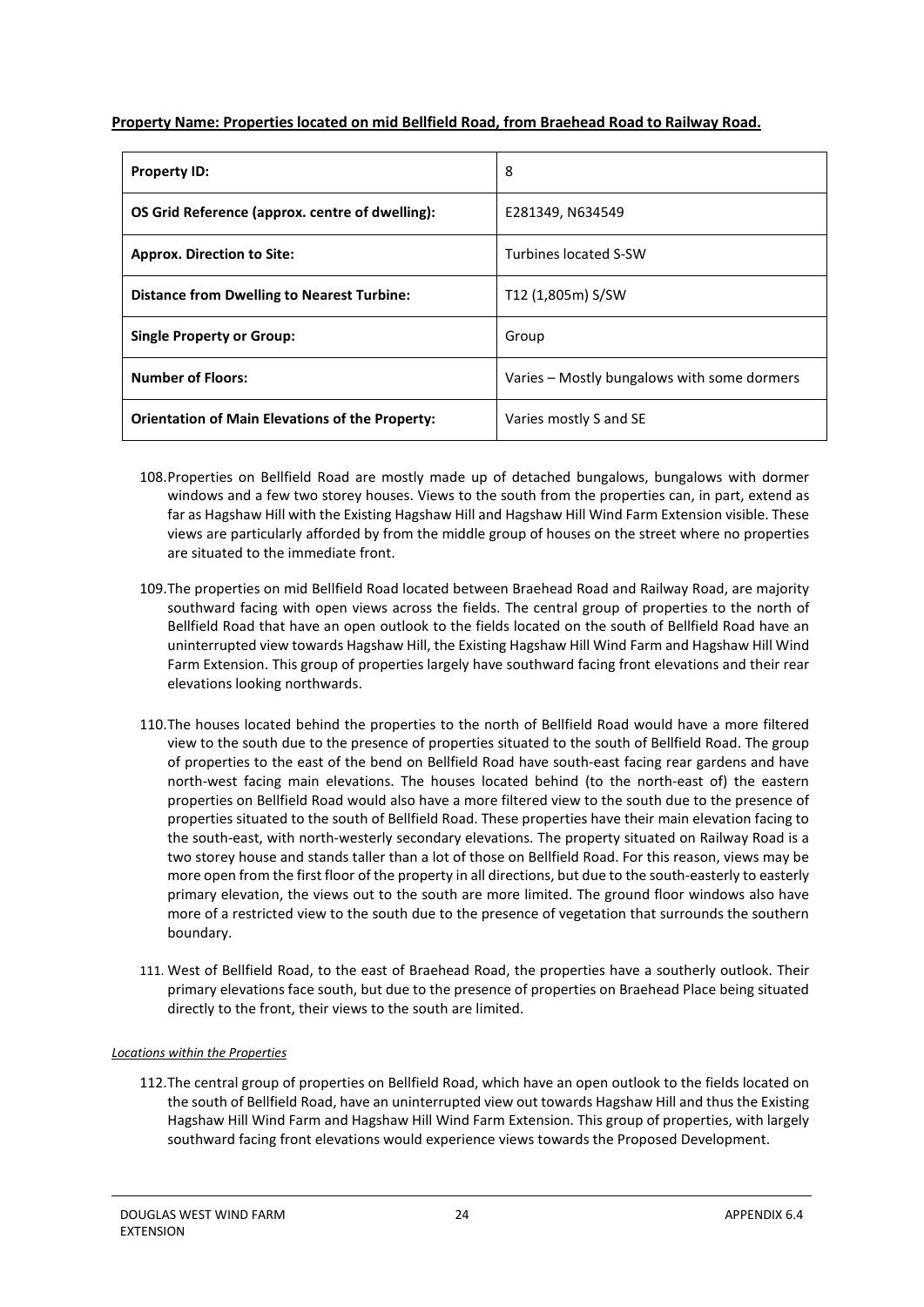**Property Name: Properties located on mid Bellfield Road, from Braehead Road to Railway Road.**

| **Property ID:** | 8 |
|---|---|
| **OS Grid Reference (approx. centre of dwelling):** | E281349, N634549 |
| **Approx. Direction to Site:** | Turbines located S-SW |
| **Distance from Dwelling to Nearest Turbine:** | T12 (1,805m) S/SW |
| **Single Property or Group:** | Group |
| **Number of Floors:** | Varies – Mostly bungalows with some dormers |
| **Orientation of Main Elevations of the Property:** | Varies mostly S and SE |

108. Properties on Bellfield Road are mostly made up of detached bungalows, bungalows with dormer windows and a few two storey houses. Views to the south from the properties can, in part, extend as far as Hagshaw Hill with the Existing Hagshaw Hill and Hagshaw Hill Wind Farm Extension visible. These views are particularly afforded by from the middle group of houses on the street where no properties are situated to the immediate front.

109. The properties on mid Bellfield Road located between Braehead Road and Railway Road, are majority southward facing with open views across the fields. The central group of properties to the north of Bellfield Road that have an open outlook to the fields located on the south of Bellfield Road have an uninterrupted view towards Hagshaw Hill, the Existing Hagshaw Hill Wind Farm and Hagshaw Hill Wind Farm Extension. This group of properties largely have southward facing front elevations and their rear elevations looking northwards.

110. The houses located behind the properties to the north of Bellfield Road would have a more filtered view to the south due to the presence of properties situated to the south of Bellfield Road. The group of properties to the east of the bend on Bellfield Road have south-east facing rear gardens and have north-west facing main elevations. The houses located behind (to the north-east of) the eastern properties on Bellfield Road would also have a more filtered view to the south due to the presence of properties situated to the south of Bellfield Road. These properties have their main elevation facing to the south-east, with north-westerly secondary elevations. The property situated on Railway Road is a two storey house and stands taller than a lot of those on Bellfield Road. For this reason, views may be more open from the first floor of the property in all directions, but due to the south-easterly to easterly primary elevation, the views out to the south are more limited. The ground floor windows also have more of a restricted view to the south due to the presence of vegetation that surrounds the southern boundary.

111. West of Bellfield Road, to the east of Braehead Road, the properties have a southerly outlook. Their primary elevations face south, but due to the presence of properties on Braehead Place being situated directly to the front, their views to the south are limited.

*Locations within the Properties*

112. The central group of properties on Bellfield Road, which have an open outlook to the fields located on the south of Bellfield Road, have an uninterrupted view out towards Hagshaw Hill and thus the Existing Hagshaw Hill Wind Farm and Hagshaw Hill Wind Farm Extension. This group of properties, with largely southward facing front elevations would experience views towards the Proposed Development.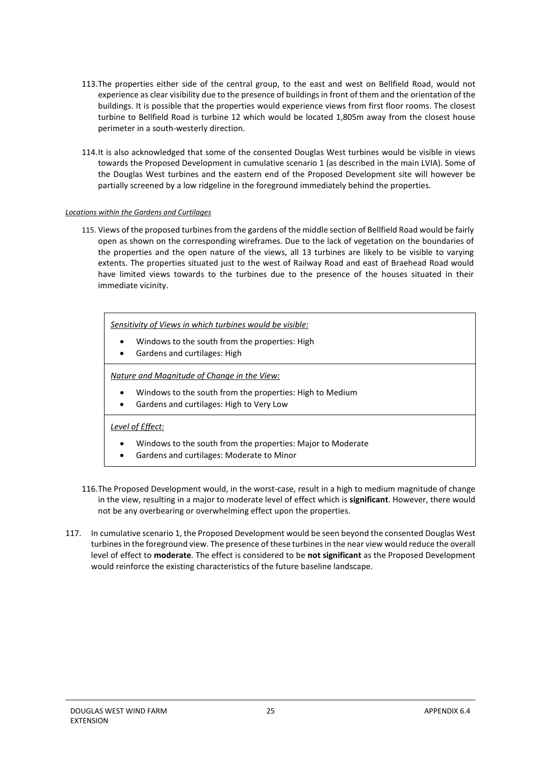113. The properties either side of the central group, to the east and west on Bellfield Road, would not experience as clear visibility due to the presence of buildings in front of them and the orientation of the buildings. It is possible that the properties would experience views from first floor rooms. The closest turbine to Bellfield Road is turbine 12 which would be located 1,805m away from the closest house perimeter in a south-westerly direction.

114. It is also acknowledged that some of the consented Douglas West turbines would be visible in views towards the Proposed Development in cumulative scenario 1 (as described in the main LVIA). Some of the Douglas West turbines and the eastern end of the Proposed Development site will however be partially screened by a low ridgeline in the foreground immediately behind the properties.

*Locations within the Gardens and Curtilages*

115. Views of the proposed turbines from the gardens of the middle section of Bellfield Road would be fairly open as shown on the corresponding wireframes. Due to the lack of vegetation on the boundaries of the properties and the open nature of the views, all 13 turbines are likely to be visible to varying extents. The properties situated just to the west of Railway Road and east of Braehead Road would have limited views towards to the turbines due to the presence of the houses situated in their immediate vicinity.

| *Sensitivity of Views in which turbines would be visible:*<br>• Windows to the south from the properties: High<br>• Gardens and curtilages: High |
|---|
| *Nature and Magnitude of Change in the View:*<br>• Windows to the south from the properties: High to Medium<br>• Gardens and curtilages: High to Very Low |
| *Level of Effect:*<br>• Windows to the south from the properties: Major to Moderate<br>• Gardens and curtilages: Moderate to Minor |

116. The Proposed Development would, in the worst-case, result in a high to medium magnitude of change in the view, resulting in a major to moderate level of effect which is **significant**. However, there would not be any overbearing or overwhelming effect upon the properties.

117. In cumulative scenario 1, the Proposed Development would be seen beyond the consented Douglas West turbines in the foreground view. The presence of these turbines in the near view would reduce the overall level of effect to **moderate**. The effect is considered to be **not significant** as the Proposed Development would reinforce the existing characteristics of the future baseline landscape.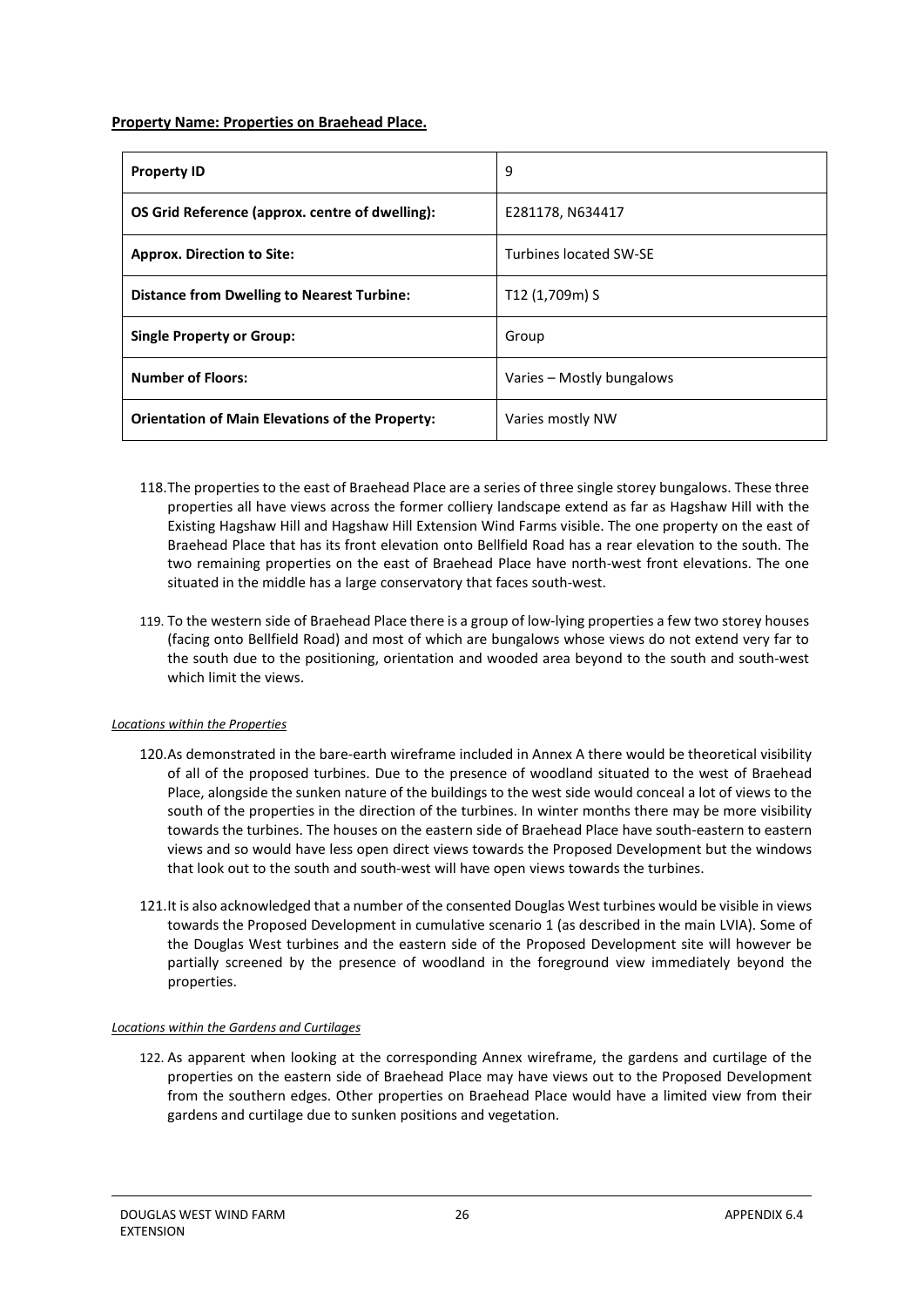**Property Name: Properties on Braehead Place.**

| **Property ID** | 9 |
|---|---|
| **OS Grid Reference (approx. centre of dwelling):** | E281178, N634417 |
| **Approx. Direction to Site:** | Turbines located SW-SE |
| **Distance from Dwelling to Nearest Turbine:** | T12 (1,709m) S |
| **Single Property or Group:** | Group |
| **Number of Floors:** | Varies – Mostly bungalows |
| **Orientation of Main Elevations of the Property:** | Varies mostly NW |

118. The properties to the east of Braehead Place are a series of three single storey bungalows. These three properties all have views across the former colliery landscape extend as far as Hagshaw Hill with the Existing Hagshaw Hill and Hagshaw Hill Extension Wind Farms visible. The one property on the east of Braehead Place that has its front elevation onto Bellfield Road has a rear elevation to the south. The two remaining properties on the east of Braehead Place have north-west front elevations. The one situated in the middle has a large conservatory that faces south-west.

119. To the western side of Braehead Place there is a group of low-lying properties a few two storey houses (facing onto Bellfield Road) and most of which are bungalows whose views do not extend very far to the south due to the positioning, orientation and wooded area beyond to the south and south-west which limit the views.

*Locations within the Properties*

120. As demonstrated in the bare-earth wireframe included in Annex A there would be theoretical visibility of all of the proposed turbines. Due to the presence of woodland situated to the west of Braehead Place, alongside the sunken nature of the buildings to the west side would conceal a lot of views to the south of the properties in the direction of the turbines. In winter months there may be more visibility towards the turbines. The houses on the eastern side of Braehead Place have south-eastern to eastern views and so would have less open direct views towards the Proposed Development but the windows that look out to the south and south-west will have open views towards the turbines.

121. It is also acknowledged that a number of the consented Douglas West turbines would be visible in views towards the Proposed Development in cumulative scenario 1 (as described in the main LVIA). Some of the Douglas West turbines and the eastern side of the Proposed Development site will however be partially screened by the presence of woodland in the foreground view immediately beyond the properties.

*Locations within the Gardens and Curtilages*

122. As apparent when looking at the corresponding Annex wireframe, the gardens and curtilage of the properties on the eastern side of Braehead Place may have views out to the Proposed Development from the southern edges. Other properties on Braehead Place would have a limited view from their gardens and curtilage due to sunken positions and vegetation.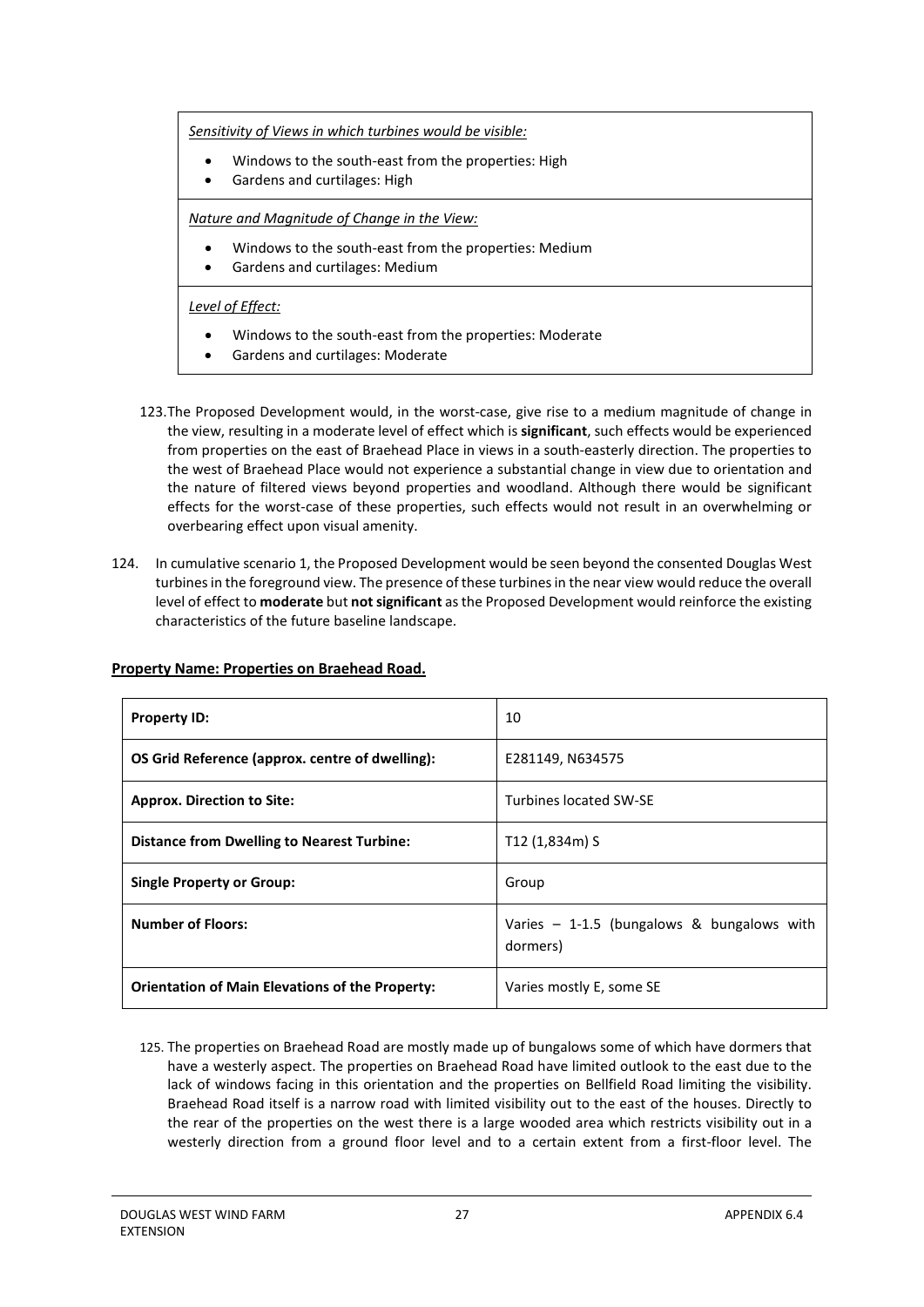| *Sensitivity of Views in which turbines would be visible:* |
|---|
| <ul><li>Windows to the south-east from the properties: High</li><li>Gardens and curtilages: High</li></ul> |
| *Nature and Magnitude of Change in the View:* |
| <ul><li>Windows to the south-east from the properties: Medium</li><li>Gardens and curtilages: Medium</li></ul> |
| *Level of Effect:* |
| <ul><li>Windows to the south-east from the properties: Moderate</li><li>Gardens and curtilages: Moderate</li></ul> |

123. The Proposed Development would, in the worst-case, give rise to a medium magnitude of change in the view, resulting in a moderate level of effect which is **significant**, such effects would be experienced from properties on the east of Braehead Place in views in a south-easterly direction. The properties to the west of Braehead Place would not experience a substantial change in view due to orientation and the nature of filtered views beyond properties and woodland. Although there would be significant effects for the worst-case of these properties, such effects would not result in an overwhelming or overbearing effect upon visual amenity.

124. In cumulative scenario 1, the Proposed Development would be seen beyond the consented Douglas West turbines in the foreground view. The presence of these turbines in the near view would reduce the overall level of effect to **moderate** but **not significant** as the Proposed Development would reinforce the existing characteristics of the future baseline landscape.

**Property Name: Properties on Braehead Road.**

| **Property ID:** | 10 |
|---|---|
| **OS Grid Reference (approx. centre of dwelling):** | E281149, N634575 |
| **Approx. Direction to Site:** | Turbines located SW-SE |
| **Distance from Dwelling to Nearest Turbine:** | T12 (1,834m) S |
| **Single Property or Group:** | Group |
| **Number of Floors:** | Varies – 1-1.5 (bungalows & bungalows with dormers) |
| **Orientation of Main Elevations of the Property:** | Varies mostly E, some SE |

125. The properties on Braehead Road are mostly made up of bungalows some of which have dormers that have a westerly aspect. The properties on Braehead Road have limited outlook to the east due to the lack of windows facing in this orientation and the properties on Bellfield Road limiting the visibility. Braehead Road itself is a narrow road with limited visibility out to the east of the houses. Directly to the rear of the properties on the west there is a large wooded area which restricts visibility out in a westerly direction from a ground floor level and to a certain extent from a first-floor level. The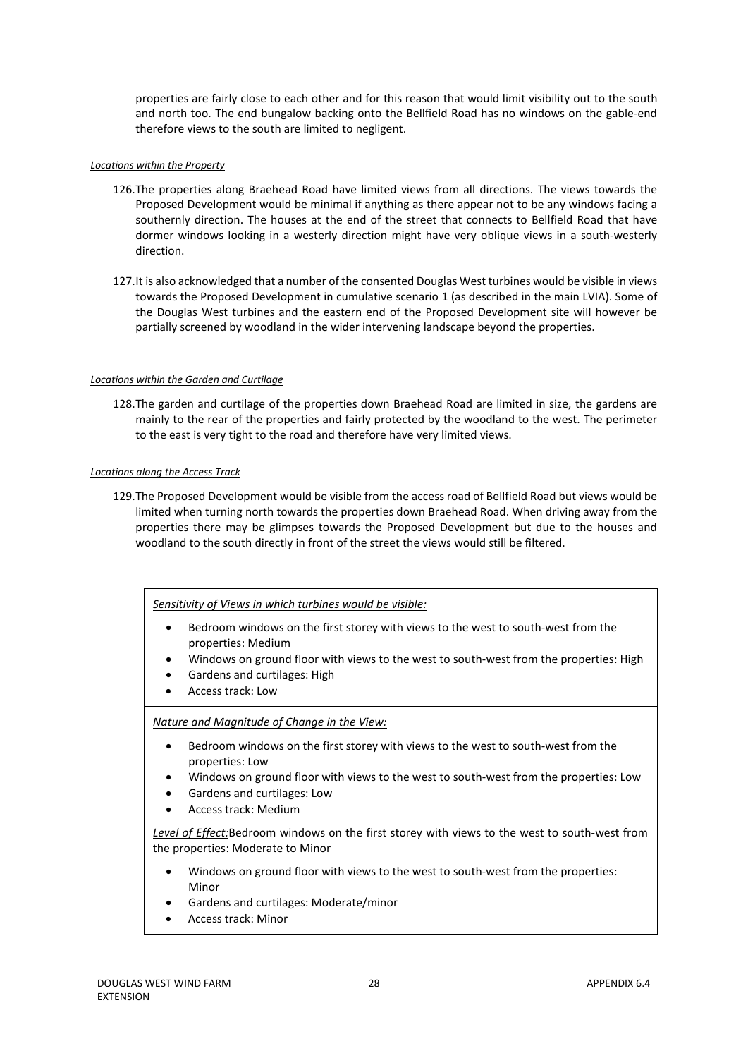properties are fairly close to each other and for this reason that would limit visibility out to the south and north too. The end bungalow backing onto the Bellfield Road has no windows on the gable-end therefore views to the south are limited to negligent.

*Locations within the Property*

126. The properties along Braehead Road have limited views from all directions. The views towards the Proposed Development would be minimal if anything as there appear not to be any windows facing a southernly direction. The houses at the end of the street that connects to Bellfield Road that have dormer windows looking in a westerly direction might have very oblique views in a south-westerly direction.

127. It is also acknowledged that a number of the consented Douglas West turbines would be visible in views towards the Proposed Development in cumulative scenario 1 (as described in the main LVIA). Some of the Douglas West turbines and the eastern end of the Proposed Development site will however be partially screened by woodland in the wider intervening landscape beyond the properties.

*Locations within the Garden and Curtilage*

128. The garden and curtilage of the properties down Braehead Road are limited in size, the gardens are mainly to the rear of the properties and fairly protected by the woodland to the west. The perimeter to the east is very tight to the road and therefore have very limited views.

*Locations along the Access Track*

129. The Proposed Development would be visible from the access road of Bellfield Road but views would be limited when turning north towards the properties down Braehead Road. When driving away from the properties there may be glimpses towards the Proposed Development but due to the houses and woodland to the south directly in front of the street the views would still be filtered.

*Sensitivity of Views in which turbines would be visible:*

- Bedroom windows on the first storey with views to the west to south-west from the properties: Medium
- Windows on ground floor with views to the west to south-west from the properties: High
- Gardens and curtilages: High
- Access track: Low

*Nature and Magnitude of Change in the View:*

- Bedroom windows on the first storey with views to the west to south-west from the properties: Low
- Windows on ground floor with views to the west to south-west from the properties: Low
- Gardens and curtilages: Low
- Access track: Medium

*Level of Effect:* Bedroom windows on the first storey with views to the west to south-west from the properties: Moderate to Minor

- Windows on ground floor with views to the west to south-west from the properties: Minor
- Gardens and curtilages: Moderate/minor
- Access track: Minor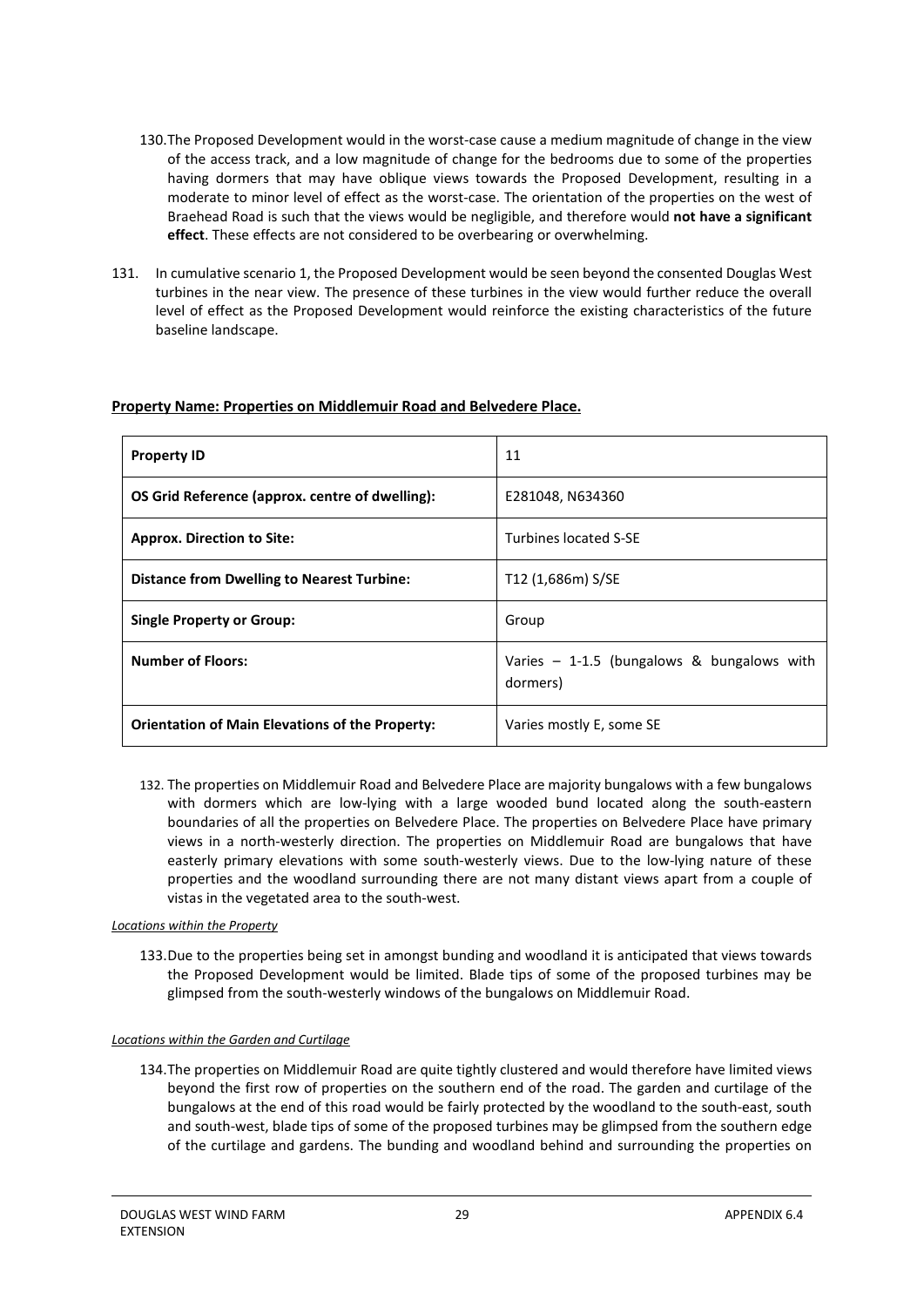130. The Proposed Development would in the worst-case cause a medium magnitude of change in the view of the access track, and a low magnitude of change for the bedrooms due to some of the properties having dormers that may have oblique views towards the Proposed Development, resulting in a moderate to minor level of effect as the worst-case. The orientation of the properties on the west of Braehead Road is such that the views would be negligible, and therefore would **not have a significant effect**. These effects are not considered to be overbearing or overwhelming.

131. In cumulative scenario 1, the Proposed Development would be seen beyond the consented Douglas West turbines in the near view. The presence of these turbines in the view would further reduce the overall level of effect as the Proposed Development would reinforce the existing characteristics of the future baseline landscape.

**Property Name: Properties on Middlemuir Road and Belvedere Place.**

| **Property ID** | 11 |
|---|---|
| **OS Grid Reference (approx. centre of dwelling):** | E281048, N634360 |
| **Approx. Direction to Site:** | Turbines located S-SE |
| **Distance from Dwelling to Nearest Turbine:** | T12 (1,686m) S/SE |
| **Single Property or Group:** | Group |
| **Number of Floors:** | Varies – 1-1.5 (bungalows & bungalows with dormers) |
| **Orientation of Main Elevations of the Property:** | Varies mostly E, some SE |

132. The properties on Middlemuir Road and Belvedere Place are majority bungalows with a few bungalows with dormers which are low-lying with a large wooded bund located along the south-eastern boundaries of all the properties on Belvedere Place. The properties on Belvedere Place have primary views in a north-westerly direction. The properties on Middlemuir Road are bungalows that have easterly primary elevations with some south-westerly views. Due to the low-lying nature of these properties and the woodland surrounding there are not many distant views apart from a couple of vistas in the vegetated area to the south-west.

*Locations within the Property*

133. Due to the properties being set in amongst bunding and woodland it is anticipated that views towards the Proposed Development would be limited. Blade tips of some of the proposed turbines may be glimpsed from the south-westerly windows of the bungalows on Middlemuir Road.

*Locations within the Garden and Curtilage*

134. The properties on Middlemuir Road are quite tightly clustered and would therefore have limited views beyond the first row of properties on the southern end of the road. The garden and curtilage of the bungalows at the end of this road would be fairly protected by the woodland to the south-east, south and south-west, blade tips of some of the proposed turbines may be glimpsed from the southern edge of the curtilage and gardens. The bunding and woodland behind and surrounding the properties on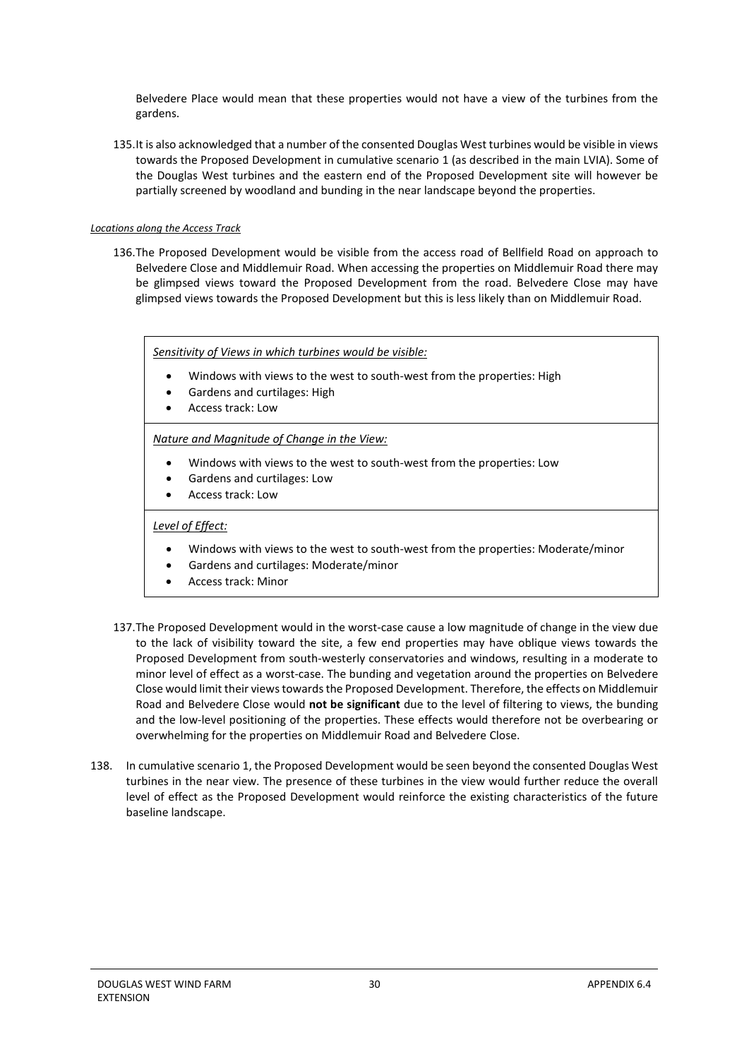Belvedere Place would mean that these properties would not have a view of the turbines from the gardens.

135. It is also acknowledged that a number of the consented Douglas West turbines would be visible in views towards the Proposed Development in cumulative scenario 1 (as described in the main LVIA). Some of the Douglas West turbines and the eastern end of the Proposed Development site will however be partially screened by woodland and bunding in the near landscape beyond the properties.

*Locations along the Access Track*

136. The Proposed Development would be visible from the access road of Bellfield Road on approach to Belvedere Close and Middlemuir Road. When accessing the properties on Middlemuir Road there may be glimpsed views toward the Proposed Development from the road. Belvedere Close may have glimpsed views towards the Proposed Development but this is less likely than on Middlemuir Road.

*Sensitivity of Views in which turbines would be visible:*

- Windows with views to the west to south-west from the properties: High
- Gardens and curtilages: High
- Access track: Low

*Nature and Magnitude of Change in the View:*

- Windows with views to the west to south-west from the properties: Low
- Gardens and curtilages: Low
- Access track: Low

*Level of Effect:*

- Windows with views to the west to south-west from the properties: Moderate/minor
- Gardens and curtilages: Moderate/minor
- Access track: Minor

137. The Proposed Development would in the worst-case cause a low magnitude of change in the view due to the lack of visibility toward the site, a few end properties may have oblique views towards the Proposed Development from south-westerly conservatories and windows, resulting in a moderate to minor level of effect as a worst-case. The bunding and vegetation around the properties on Belvedere Close would limit their views towards the Proposed Development. Therefore, the effects on Middlemuir Road and Belvedere Close would **not be significant** due to the level of filtering to views, the bunding and the low-level positioning of the properties. These effects would therefore not be overbearing or overwhelming for the properties on Middlemuir Road and Belvedere Close.

138. In cumulative scenario 1, the Proposed Development would be seen beyond the consented Douglas West turbines in the near view. The presence of these turbines in the view would further reduce the overall level of effect as the Proposed Development would reinforce the existing characteristics of the future baseline landscape.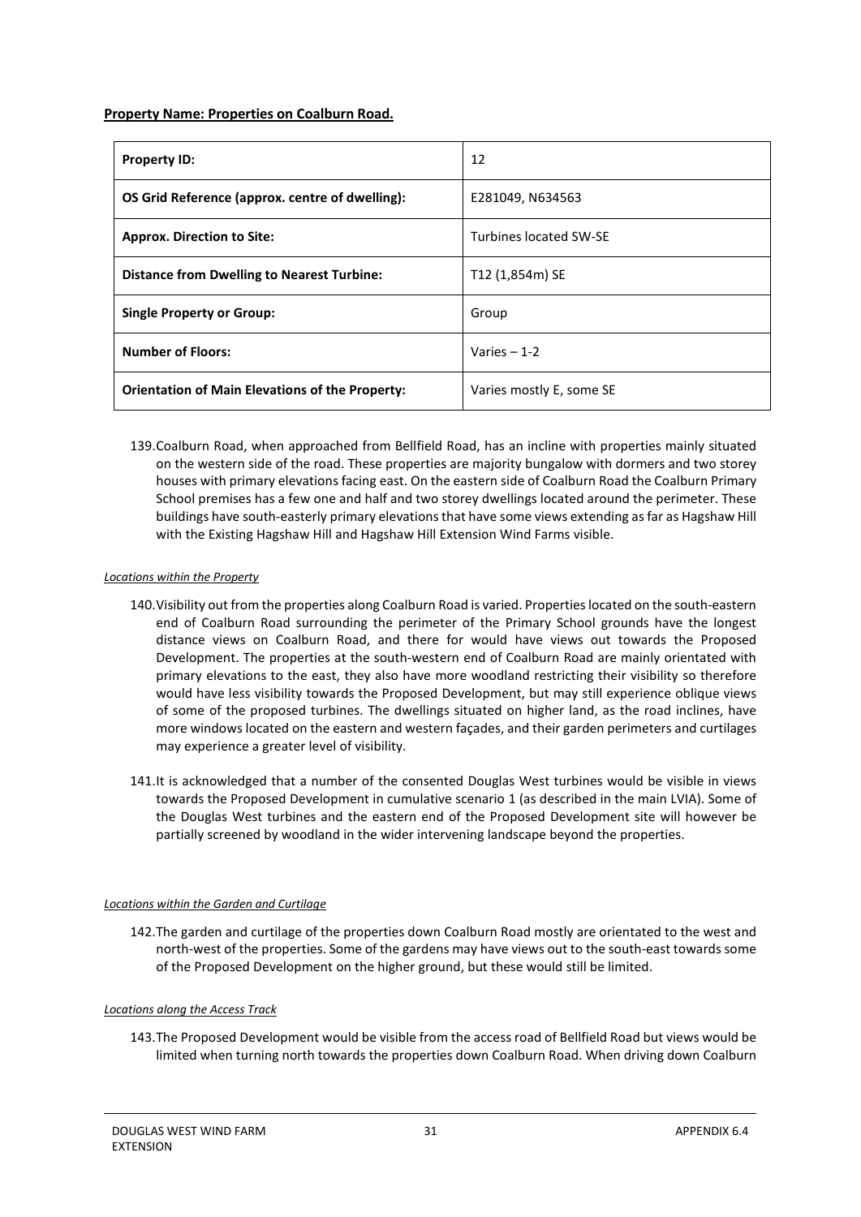**Property Name: Properties on Coalburn Road.**

| **Property ID:** | 12 |
|---|---|
| **OS Grid Reference (approx. centre of dwelling):** | E281049, N634563 |
| **Approx. Direction to Site:** | Turbines located SW-SE |
| **Distance from Dwelling to Nearest Turbine:** | T12 (1,854m) SE |
| **Single Property or Group:** | Group |
| **Number of Floors:** | Varies – 1-2 |
| **Orientation of Main Elevations of the Property:** | Varies mostly E, some SE |

139. Coalburn Road, when approached from Bellfield Road, has an incline with properties mainly situated on the western side of the road. These properties are majority bungalow with dormers and two storey houses with primary elevations facing east. On the eastern side of Coalburn Road the Coalburn Primary School premises has a few one and half and two storey dwellings located around the perimeter. These buildings have south-easterly primary elevations that have some views extending as far as Hagshaw Hill with the Existing Hagshaw Hill and Hagshaw Hill Extension Wind Farms visible.

*Locations within the Property*

140. Visibility out from the properties along Coalburn Road is varied. Properties located on the south-eastern end of Coalburn Road surrounding the perimeter of the Primary School grounds have the longest distance views on Coalburn Road, and there for would have views out towards the Proposed Development. The properties at the south-western end of Coalburn Road are mainly orientated with primary elevations to the east, they also have more woodland restricting their visibility so therefore would have less visibility towards the Proposed Development, but may still experience oblique views of some of the proposed turbines. The dwellings situated on higher land, as the road inclines, have more windows located on the eastern and western façades, and their garden perimeters and curtilages may experience a greater level of visibility.

141. It is acknowledged that a number of the consented Douglas West turbines would be visible in views towards the Proposed Development in cumulative scenario 1 (as described in the main LVIA). Some of the Douglas West turbines and the eastern end of the Proposed Development site will however be partially screened by woodland in the wider intervening landscape beyond the properties.

*Locations within the Garden and Curtilage*

142. The garden and curtilage of the properties down Coalburn Road mostly are orientated to the west and north-west of the properties. Some of the gardens may have views out to the south-east towards some of the Proposed Development on the higher ground, but these would still be limited.

*Locations along the Access Track*

143. The Proposed Development would be visible from the access road of Bellfield Road but views would be limited when turning north towards the properties down Coalburn Road. When driving down Coalburn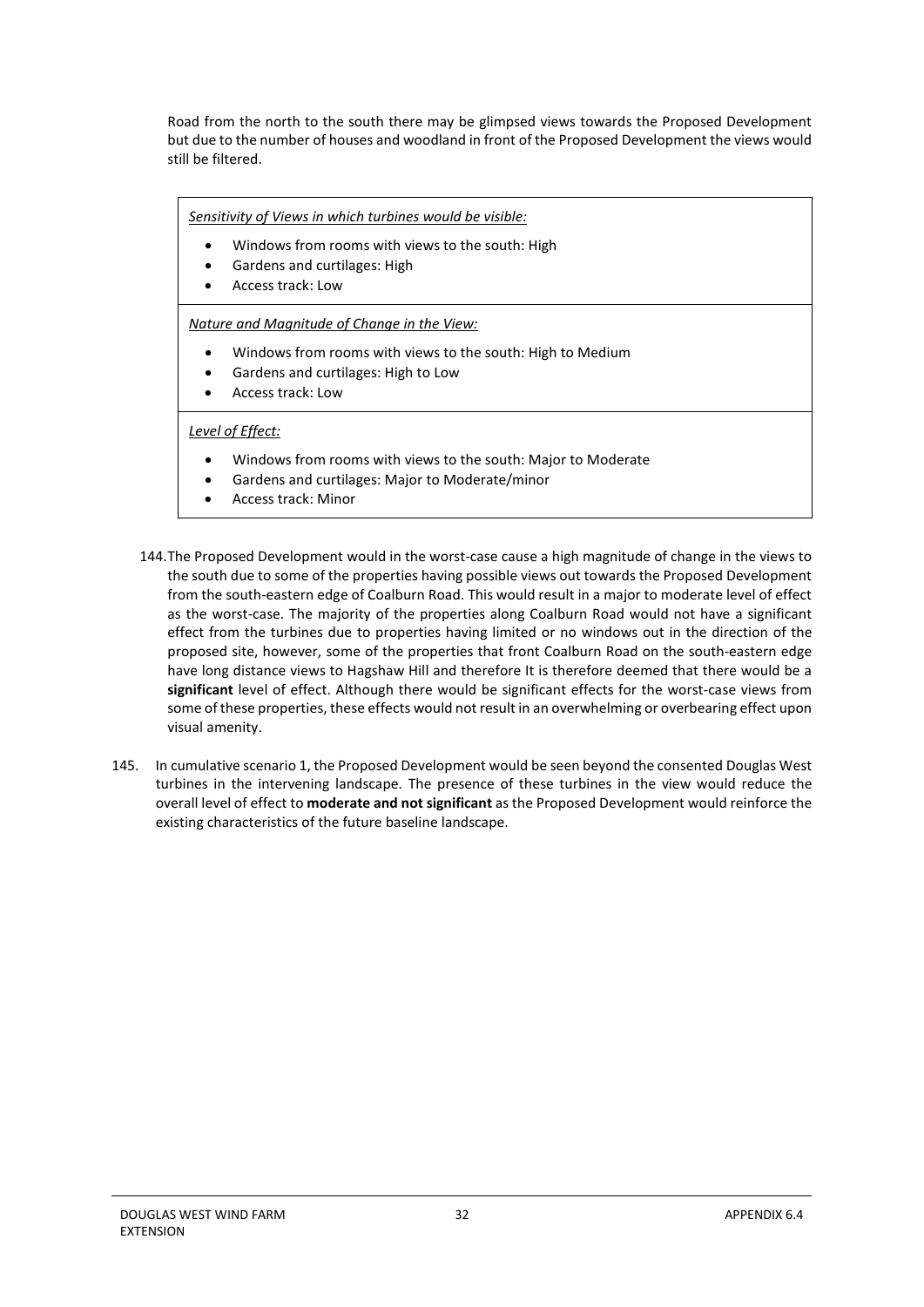Road from the north to the south there may be glimpsed views towards the Proposed Development but due to the number of houses and woodland in front of the Proposed Development the views would still be filtered.

| *Sensitivity of Views in which turbines would be visible:*<br>• Windows from rooms with views to the south: High<br>• Gardens and curtilages: High<br>• Access track: Low |
|---|
| *Nature and Magnitude of Change in the View:*<br>• Windows from rooms with views to the south: High to Medium<br>• Gardens and curtilages: High to Low<br>• Access track: Low |
| *Level of Effect:*<br>• Windows from rooms with views to the south: Major to Moderate<br>• Gardens and curtilages: Major to Moderate/minor<br>• Access track: Minor |

144. The Proposed Development would in the worst-case cause a high magnitude of change in the views to the south due to some of the properties having possible views out towards the Proposed Development from the south-eastern edge of Coalburn Road. This would result in a major to moderate level of effect as the worst-case. The majority of the properties along Coalburn Road would not have a significant effect from the turbines due to properties having limited or no windows out in the direction of the proposed site, however, some of the properties that front Coalburn Road on the south-eastern edge have long distance views to Hagshaw Hill and therefore It is therefore deemed that there would be a **significant** level of effect. Although there would be significant effects for the worst-case views from some of these properties, these effects would not result in an overwhelming or overbearing effect upon visual amenity.

145. In cumulative scenario 1, the Proposed Development would be seen beyond the consented Douglas West turbines in the intervening landscape. The presence of these turbines in the view would reduce the overall level of effect to **moderate and not significant** as the Proposed Development would reinforce the existing characteristics of the future baseline landscape.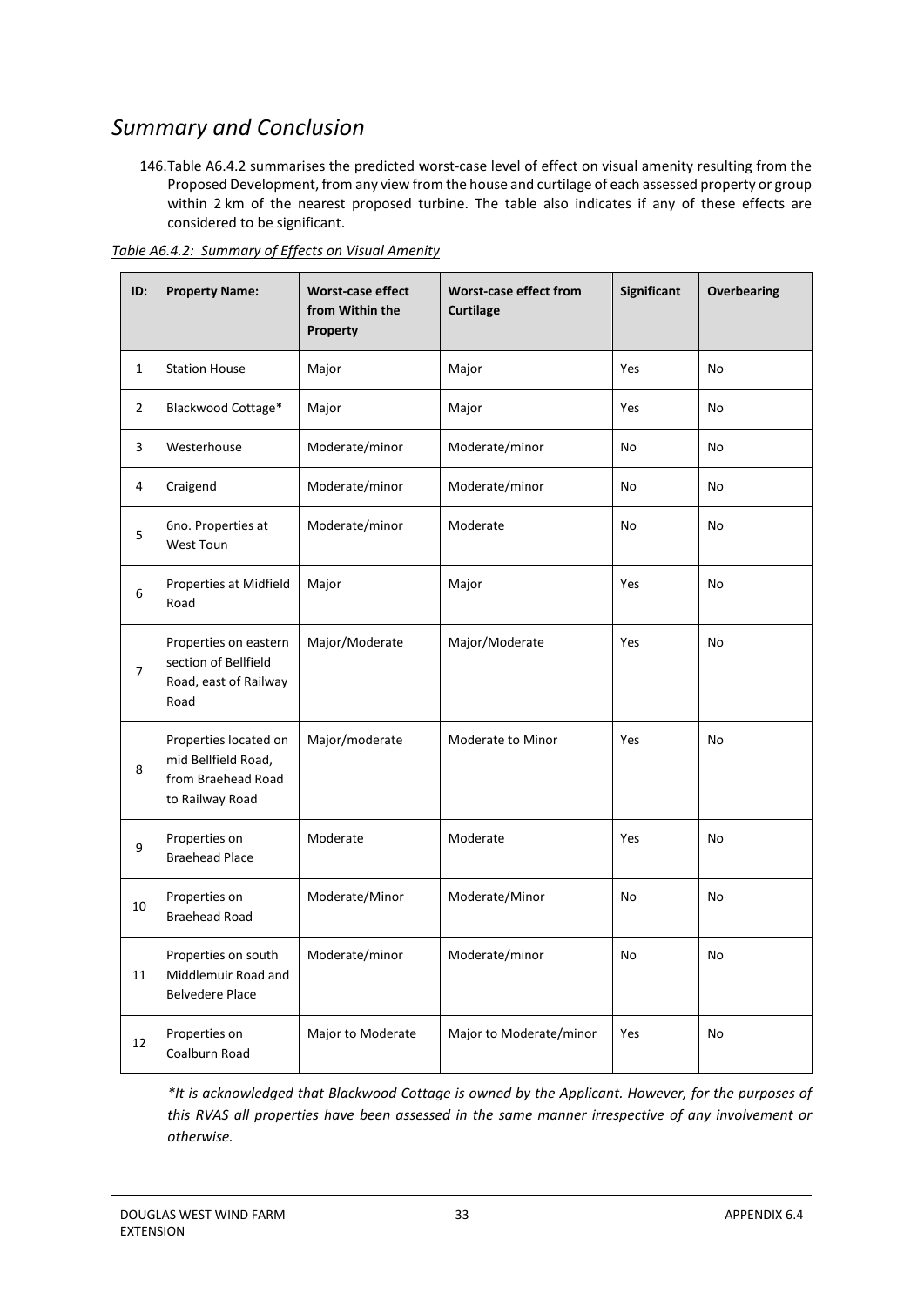## *Summary and Conclusion*

146. Table A6.4.2 summarises the predicted worst-case level of effect on visual amenity resulting from the Proposed Development, from any view from the house and curtilage of each assessed property or group within 2 km of the nearest proposed turbine. The table also indicates if any of these effects are considered to be significant.

*Table A6.4.2: Summary of Effects on Visual Amenity*

| ID: | Property Name: | Worst-case effect from Within the Property | Worst-case effect from Curtilage | Significant | Overbearing |
|---|---|---|---|---|---|
| 1 | Station House | Major | Major | Yes | No |
| 2 | Blackwood Cottage* | Major | Major | Yes | No |
| 3 | Westerhouse | Moderate/minor | Moderate/minor | No | No |
| 4 | Craigend | Moderate/minor | Moderate/minor | No | No |
| 5 | 6no. Properties at West Toun | Moderate/minor | Moderate | No | No |
| 6 | Properties at Midfield Road | Major | Major | Yes | No |
| 7 | Properties on eastern section of Bellfield Road, east of Railway Road | Major/Moderate | Major/Moderate | Yes | No |
| 8 | Properties located on mid Bellfield Road, from Braehead Road to Railway Road | Major/moderate | Moderate to Minor | Yes | No |
| 9 | Properties on Braehead Place | Moderate | Moderate | Yes | No |
| 10 | Properties on Braehead Road | Moderate/Minor | Moderate/Minor | No | No |
| 11 | Properties on south Middlemuir Road and Belvedere Place | Moderate/minor | Moderate/minor | No | No |
| 12 | Properties on Coalburn Road | Major to Moderate | Major to Moderate/minor | Yes | No |

*\*It is acknowledged that Blackwood Cottage is owned by the Applicant. However, for the purposes of this RVAS all properties have been assessed in the same manner irrespective of any involvement or otherwise.*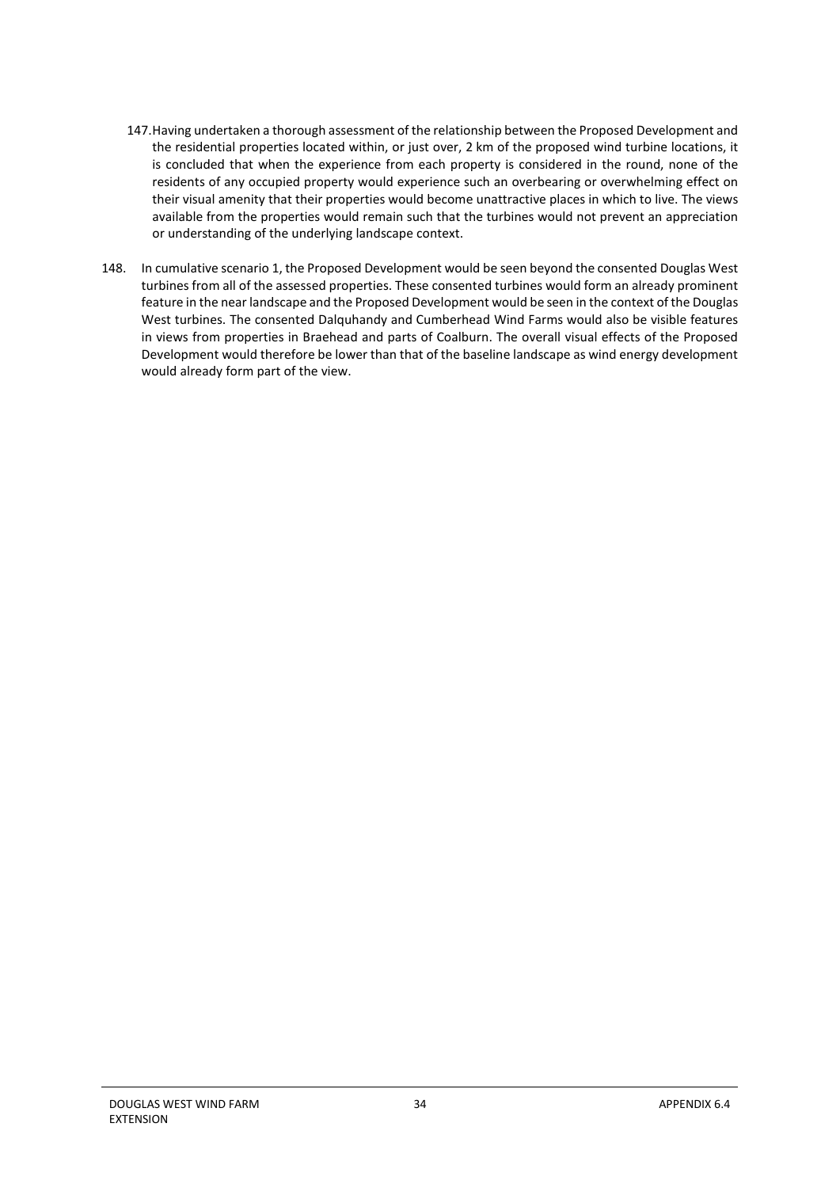147. Having undertaken a thorough assessment of the relationship between the Proposed Development and the residential properties located within, or just over, 2 km of the proposed wind turbine locations, it is concluded that when the experience from each property is considered in the round, none of the residents of any occupied property would experience such an overbearing or overwhelming effect on their visual amenity that their properties would become unattractive places in which to live. The views available from the properties would remain such that the turbines would not prevent an appreciation or understanding of the underlying landscape context.

148. In cumulative scenario 1, the Proposed Development would be seen beyond the consented Douglas West turbines from all of the assessed properties. These consented turbines would form an already prominent feature in the near landscape and the Proposed Development would be seen in the context of the Douglas West turbines. The consented Dalquhandy and Cumberhead Wind Farms would also be visible features in views from properties in Braehead and parts of Coalburn. The overall visual effects of the Proposed Development would therefore be lower than that of the baseline landscape as wind energy development would already form part of the view.